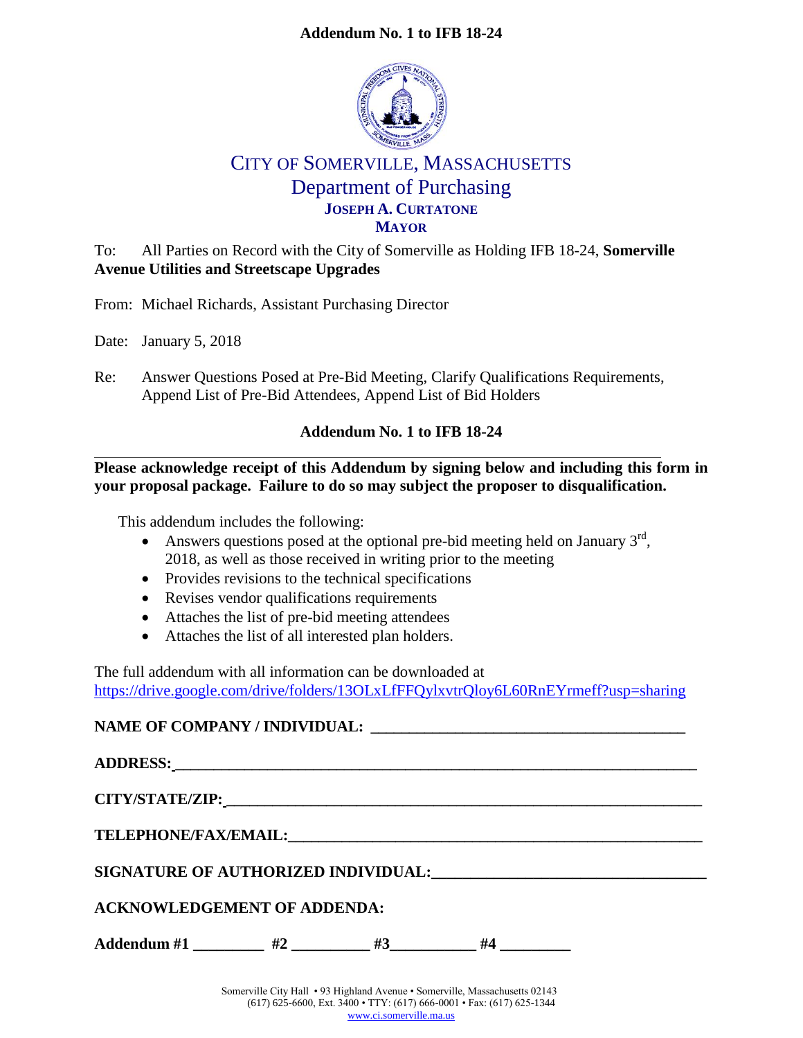**Addendum No. 1 to IFB 18-24**

# CITY OF SOMERVILLE, MASSACHUSETTS

## Department of Purchasing

**JOSEPH A. CURTATONE**
**MAYOR**

To: All Parties on Record with the City of Somerville as Holding IFB 18-24, **Somerville Avenue Utilities and Streetscape Upgrades**

From: Michael Richards, Assistant Purchasing Director

Date: January 5, 2018

Re: Answer Questions Posed at Pre-Bid Meeting, Clarify Qualifications Requirements, Append List of Pre-Bid Attendees, Append List of Bid Holders

**Addendum No. 1 to IFB 18-24**

---

**Please acknowledge receipt of this Addendum by signing below and including this form in your proposal package. Failure to do so may subject the proposer to disqualification.**

This addendum includes the following:

- Answers questions posed at the optional pre-bid meeting held on January 3rd, 2018, as well as those received in writing prior to the meeting
- Provides revisions to the technical specifications
- Revises vendor qualifications requirements
- Attaches the list of pre-bid meeting attendees
- Attaches the list of all interested plan holders.

The full addendum with all information can be downloaded at https://drive.google.com/drive/folders/13OLxLfFFQylxvtrQloy6L60RnEYrmeff?usp=sharing

**NAME OF COMPANY / INDIVIDUAL:** ________________________________________

**ADDRESS:** ________________________________________

**CITY/STATE/ZIP:** ________________________________________

**TELEPHONE/FAX/EMAIL:** ________________________________________

**SIGNATURE OF AUTHORIZED INDIVIDUAL:** ________________________________________

**ACKNOWLEDGEMENT OF ADDENDA:**

**Addendum #1** _________ **#2** _________ **#3** _________ **#4** _________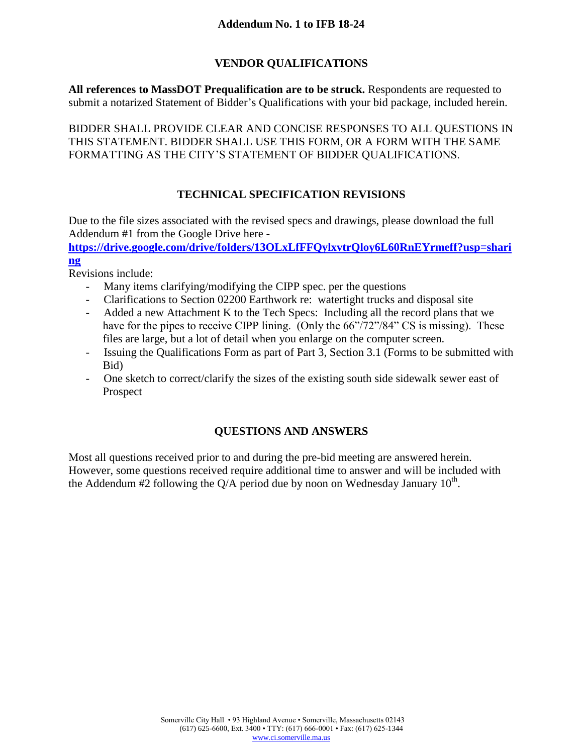**Addendum No. 1 to IFB 18-24**

## VENDOR QUALIFICATIONS

**All references to MassDOT Prequalification are to be struck.** Respondents are requested to submit a notarized Statement of Bidder's Qualifications with your bid package, included herein.

BIDDER SHALL PROVIDE CLEAR AND CONCISE RESPONSES TO ALL QUESTIONS IN THIS STATEMENT. BIDDER SHALL USE THIS FORM, OR A FORM WITH THE SAME FORMATTING AS THE CITY'S STATEMENT OF BIDDER QUALIFICATIONS.

## TECHNICAL SPECIFICATION REVISIONS

Due to the file sizes associated with the revised specs and drawings, please download the full Addendum #1 from the Google Drive here - **https://drive.google.com/drive/folders/13OLxLfFFQylxvtrQloy6L60RnEYrmeff?usp=sharing**

Revisions include:

- Many items clarifying/modifying the CIPP spec. per the questions
- Clarifications to Section 02200 Earthwork re: watertight trucks and disposal site
- Added a new Attachment K to the Tech Specs: Including all the record plans that we have for the pipes to receive CIPP lining. (Only the 66"/72"/84" CS is missing). These files are large, but a lot of detail when you enlarge on the computer screen.
- Issuing the Qualifications Form as part of Part 3, Section 3.1 (Forms to be submitted with Bid)
- One sketch to correct/clarify the sizes of the existing south side sidewalk sewer east of Prospect

## QUESTIONS AND ANSWERS

Most all questions received prior to and during the pre-bid meeting are answered herein. However, some questions received require additional time to answer and will be included with the Addendum #2 following the Q/A period due by noon on Wednesday January 10th.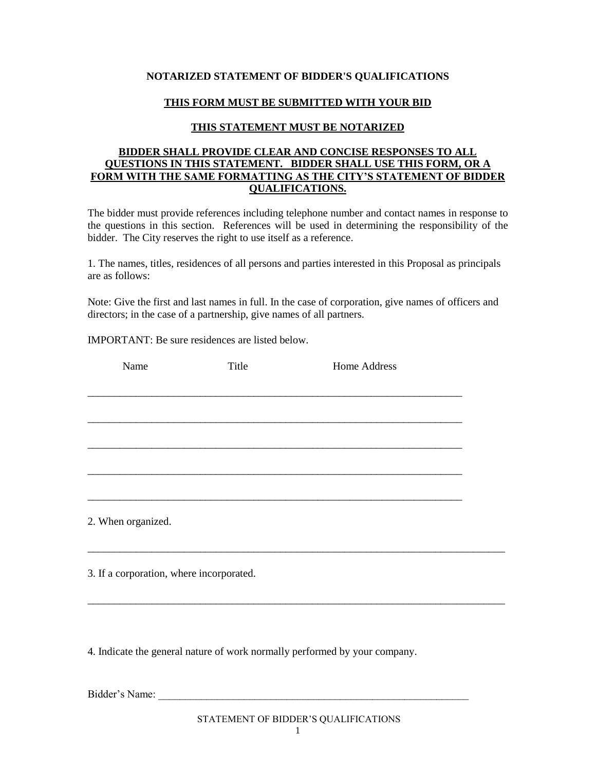**NOTARIZED STATEMENT OF BIDDER'S QUALIFICATIONS**

**THIS FORM MUST BE SUBMITTED WITH YOUR BID**

**THIS STATEMENT MUST BE NOTARIZED**

**BIDDER SHALL PROVIDE CLEAR AND CONCISE RESPONSES TO ALL QUESTIONS IN THIS STATEMENT. BIDDER SHALL USE THIS FORM, OR A FORM WITH THE SAME FORMATTING AS THE CITY'S STATEMENT OF BIDDER QUALIFICATIONS.**

The bidder must provide references including telephone number and contact names in response to the questions in this section. References will be used in determining the responsibility of the bidder. The City reserves the right to use itself as a reference.

1. The names, titles, residences of all persons and parties interested in this Proposal as principals are as follows:

Note: Give the first and last names in full. In the case of corporation, give names of officers and directors; in the case of a partnership, give names of all partners.

IMPORTANT: Be sure residences are listed below.

| Name | Title | Home Address |
| --- | --- | --- |
| | | |
| | | |
| | | |
| | | |
| | | |

2. When organized.

_______________________________________________________________________________

3. If a corporation, where incorporated.

_______________________________________________________________________________

4. Indicate the general nature of work normally performed by your company.

Bidder's Name: ___________________________________________________________

STATEMENT OF BIDDER'S QUALIFICATIONS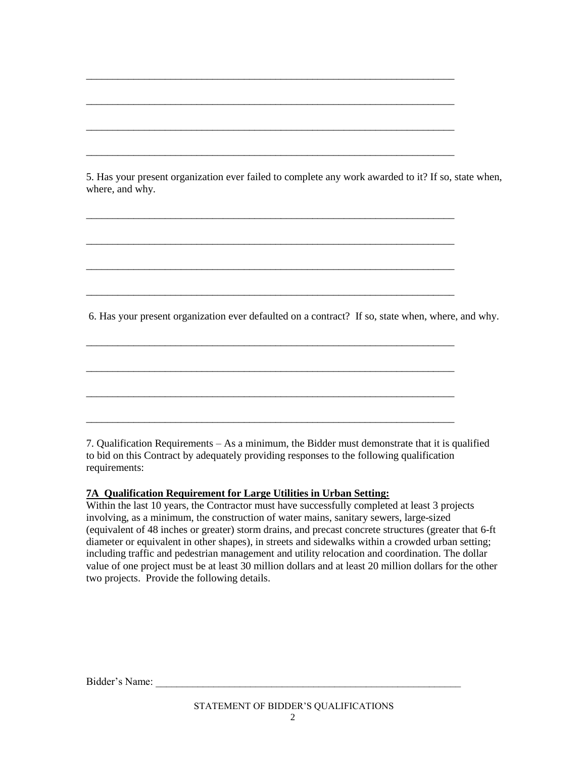\_\_\_\_\_\_\_\_\_\_\_\_\_\_\_\_\_\_\_\_\_\_\_\_\_\_\_\_\_\_\_\_\_\_\_\_\_\_\_\_\_\_\_\_\_\_\_\_\_\_\_\_\_\_\_\_\_\_\_\_\_\_\_\_\_\_\_\_

\_\_\_\_\_\_\_\_\_\_\_\_\_\_\_\_\_\_\_\_\_\_\_\_\_\_\_\_\_\_\_\_\_\_\_\_\_\_\_\_\_\_\_\_\_\_\_\_\_\_\_\_\_\_\_\_\_\_\_\_\_\_\_\_\_\_\_\_

\_\_\_\_\_\_\_\_\_\_\_\_\_\_\_\_\_\_\_\_\_\_\_\_\_\_\_\_\_\_\_\_\_\_\_\_\_\_\_\_\_\_\_\_\_\_\_\_\_\_\_\_\_\_\_\_\_\_\_\_\_\_\_\_\_\_\_\_

\_\_\_\_\_\_\_\_\_\_\_\_\_\_\_\_\_\_\_\_\_\_\_\_\_\_\_\_\_\_\_\_\_\_\_\_\_\_\_\_\_\_\_\_\_\_\_\_\_\_\_\_\_\_\_\_\_\_\_\_\_\_\_\_\_\_\_\_

5. Has your present organization ever failed to complete any work awarded to it? If so, state when, where, and why.

\_\_\_\_\_\_\_\_\_\_\_\_\_\_\_\_\_\_\_\_\_\_\_\_\_\_\_\_\_\_\_\_\_\_\_\_\_\_\_\_\_\_\_\_\_\_\_\_\_\_\_\_\_\_\_\_\_\_\_\_\_\_\_\_\_\_\_\_

\_\_\_\_\_\_\_\_\_\_\_\_\_\_\_\_\_\_\_\_\_\_\_\_\_\_\_\_\_\_\_\_\_\_\_\_\_\_\_\_\_\_\_\_\_\_\_\_\_\_\_\_\_\_\_\_\_\_\_\_\_\_\_\_\_\_\_\_

\_\_\_\_\_\_\_\_\_\_\_\_\_\_\_\_\_\_\_\_\_\_\_\_\_\_\_\_\_\_\_\_\_\_\_\_\_\_\_\_\_\_\_\_\_\_\_\_\_\_\_\_\_\_\_\_\_\_\_\_\_\_\_\_\_\_\_\_

\_\_\_\_\_\_\_\_\_\_\_\_\_\_\_\_\_\_\_\_\_\_\_\_\_\_\_\_\_\_\_\_\_\_\_\_\_\_\_\_\_\_\_\_\_\_\_\_\_\_\_\_\_\_\_\_\_\_\_\_\_\_\_\_\_\_\_\_

6. Has your present organization ever defaulted on a contract? If so, state when, where, and why.

\_\_\_\_\_\_\_\_\_\_\_\_\_\_\_\_\_\_\_\_\_\_\_\_\_\_\_\_\_\_\_\_\_\_\_\_\_\_\_\_\_\_\_\_\_\_\_\_\_\_\_\_\_\_\_\_\_\_\_\_\_\_\_\_\_\_\_\_

\_\_\_\_\_\_\_\_\_\_\_\_\_\_\_\_\_\_\_\_\_\_\_\_\_\_\_\_\_\_\_\_\_\_\_\_\_\_\_\_\_\_\_\_\_\_\_\_\_\_\_\_\_\_\_\_\_\_\_\_\_\_\_\_\_\_\_\_

\_\_\_\_\_\_\_\_\_\_\_\_\_\_\_\_\_\_\_\_\_\_\_\_\_\_\_\_\_\_\_\_\_\_\_\_\_\_\_\_\_\_\_\_\_\_\_\_\_\_\_\_\_\_\_\_\_\_\_\_\_\_\_\_\_\_\_\_

\_\_\_\_\_\_\_\_\_\_\_\_\_\_\_\_\_\_\_\_\_\_\_\_\_\_\_\_\_\_\_\_\_\_\_\_\_\_\_\_\_\_\_\_\_\_\_\_\_\_\_\_\_\_\_\_\_\_\_\_\_\_\_\_\_\_\_\_

7. Qualification Requirements – As a minimum, the Bidder must demonstrate that it is qualified to bid on this Contract by adequately providing responses to the following qualification requirements:

**7A Qualification Requirement for Large Utilities in Urban Setting:**

Within the last 10 years, the Contractor must have successfully completed at least 3 projects involving, as a minimum, the construction of water mains, sanitary sewers, large-sized (equivalent of 48 inches or greater) storm drains, and precast concrete structures (greater that 6-ft diameter or equivalent in other shapes), in streets and sidewalks within a crowded urban setting; including traffic and pedestrian management and utility relocation and coordination. The dollar value of one project must be at least 30 million dollars and at least 20 million dollars for the other two projects. Provide the following details.

Bidder's Name: \_\_\_\_\_\_\_\_\_\_\_\_\_\_\_\_\_\_\_\_\_\_\_\_\_\_\_\_\_\_\_\_\_\_\_\_\_\_\_\_\_\_\_\_\_\_\_\_\_\_\_\_\_\_\_\_\_\_\_\_

STATEMENT OF BIDDER'S QUALIFICATIONS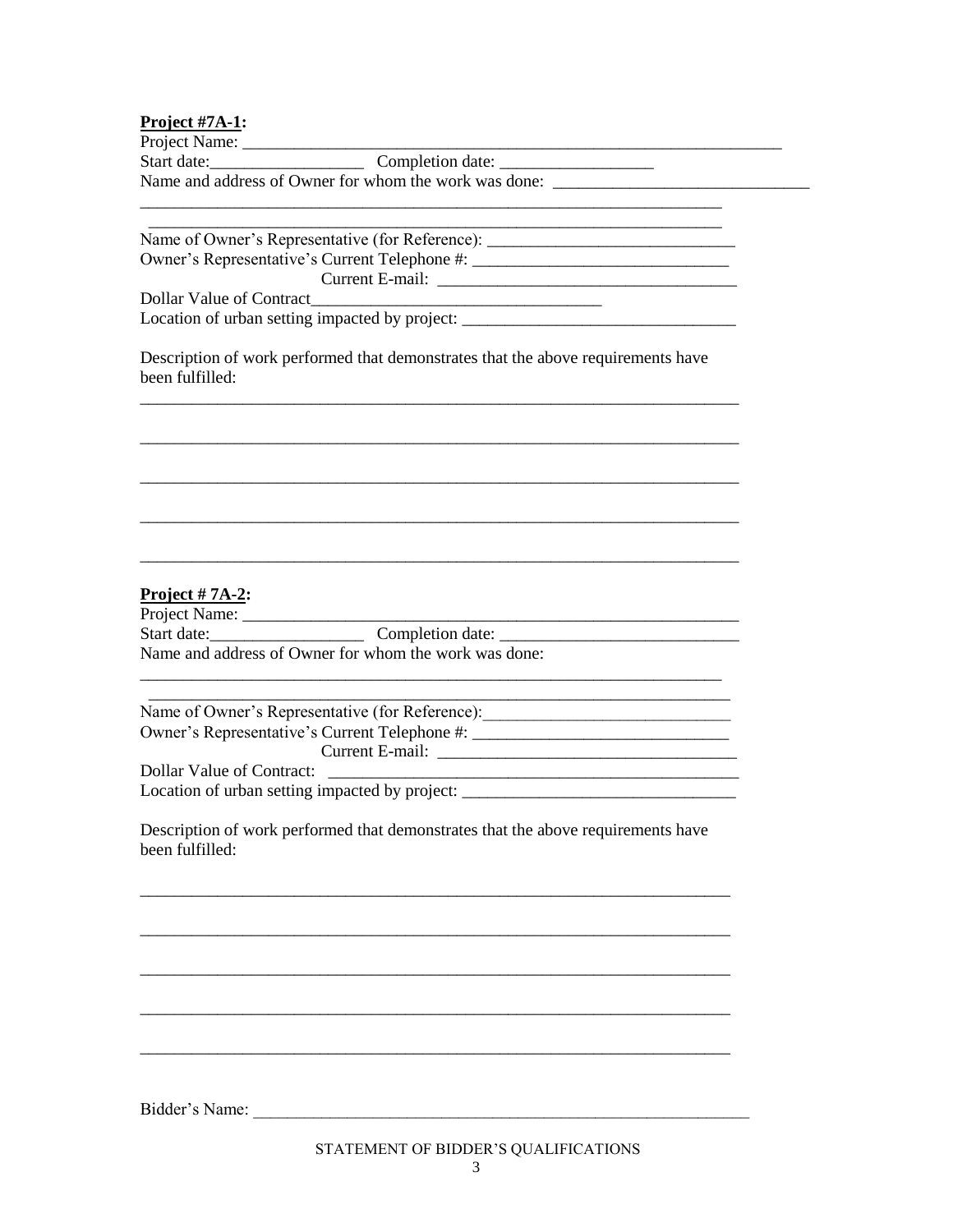**Project #7A-1:**

Project Name: ____________________________________________________________

Start date:_________________ Completion date: _________________

Name and address of Owner for whom the work was done: ____________________________

____________________________________________________________________

____________________________________________________________________

Name of Owner's Representative (for Reference): ___________________________

Owner's Representative's Current Telephone #: ___________________________

Current E-mail: ________________________________

Dollar Value of Contract________________________________

Location of urban setting impacted by project: ______________________________

Description of work performed that demonstrates that the above requirements have been fulfilled:

____________________________________________________________________

____________________________________________________________________

____________________________________________________________________

____________________________________________________________________

____________________________________________________________________

**Project # 7A-2:**

Project Name: ____________________________________________________________

Start date:_________________ Completion date: ___________________________

Name and address of Owner for whom the work was done:

____________________________________________________________________

____________________________________________________________________

Name of Owner's Representative (for Reference):___________________________

Owner's Representative's Current Telephone #: ___________________________

Current E-mail: ________________________________

Dollar Value of Contract: ______________________________________________

Location of urban setting impacted by project: ______________________________

Description of work performed that demonstrates that the above requirements have been fulfilled:

____________________________________________________________________

____________________________________________________________________

____________________________________________________________________

____________________________________________________________________

____________________________________________________________________

Bidder's Name: ___________________________________________________________

STATEMENT OF BIDDER'S QUALIFICATIONS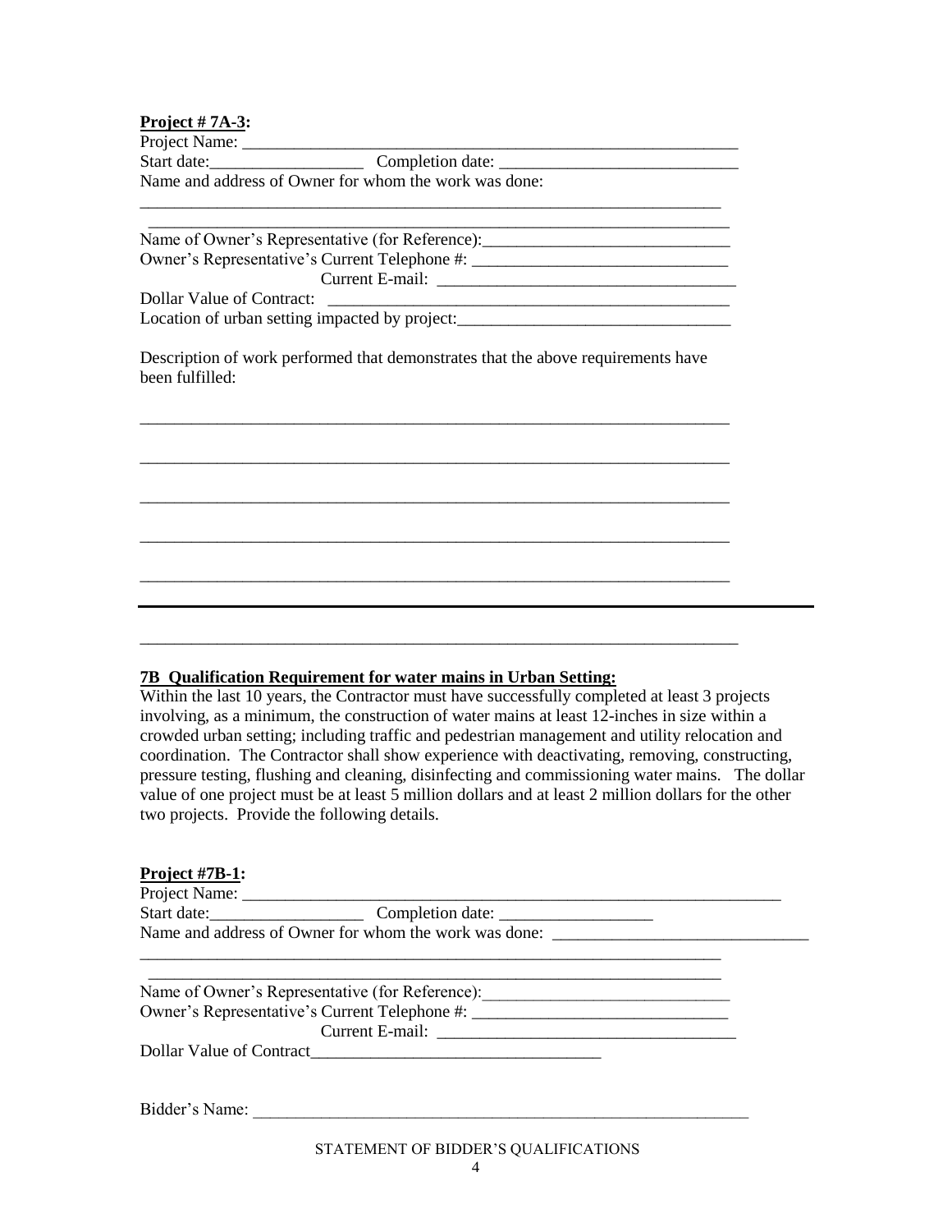**Project # 7A-3:**

Project Name: ___________________________________________________________

Start date:__________________ Completion date: ____________________________

Name and address of Owner for whom the work was done:

_______________________________________________________________________

_______________________________________________________________________

Name of Owner's Representative (for Reference):_____________________________

Owner's Representative's Current Telephone #: ______________________________

Current E-mail: __________________________________

Dollar Value of Contract: _______________________________________________

Location of urban setting impacted by project:_______________________________

Description of work performed that demonstrates that the above requirements have been fulfilled:

_______________________________________________________________________

_______________________________________________________________________

_______________________________________________________________________

_______________________________________________________________________

_______________________________________________________________________

_______________________________________________________________________

**7B Qualification Requirement for water mains in Urban Setting:**

Within the last 10 years, the Contractor must have successfully completed at least 3 projects involving, as a minimum, the construction of water mains at least 12-inches in size within a crowded urban setting; including traffic and pedestrian management and utility relocation and coordination. The Contractor shall show experience with deactivating, removing, constructing, pressure testing, flushing and cleaning, disinfecting and commissioning water mains. The dollar value of one project must be at least 5 million dollars and at least 2 million dollars for the other two projects. Provide the following details.

**Project #7B-1:**

Project Name: _______________________________________________________________

Start date:__________________ Completion date: __________________

Name and address of Owner for whom the work was done: ______________________________

_______________________________________________________________________

_______________________________________________________________________

Name of Owner's Representative (for Reference):_____________________________

Owner's Representative's Current Telephone #: ______________________________

Current E-mail: ___________________________________

Dollar Value of Contract__________________________________

Bidder's Name: ______________________________________________________________

STATEMENT OF BIDDER'S QUALIFICATIONS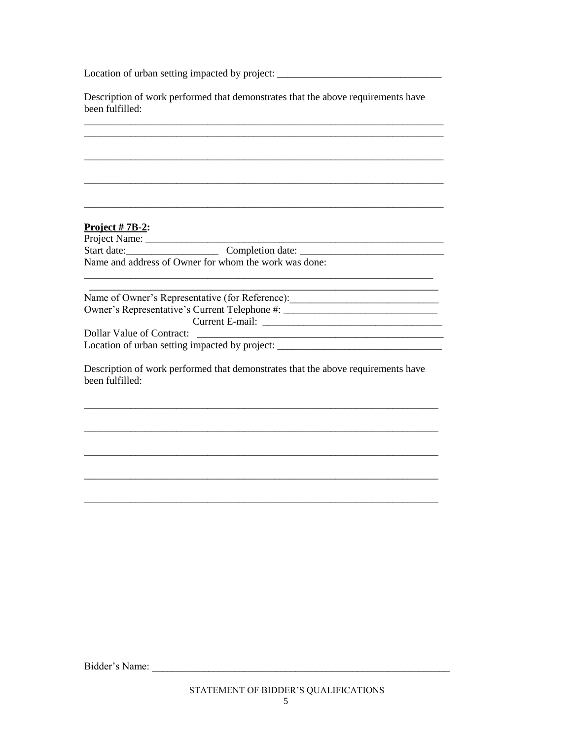Location of urban setting impacted by project: \_\_\_\_\_\_\_\_\_\_\_\_\_\_\_\_\_\_\_\_\_\_\_\_\_\_\_\_\_\_\_\_

Description of work performed that demonstrates that the above requirements have been fulfilled:

\_\_\_\_\_\_\_\_\_\_\_\_\_\_\_\_\_\_\_\_\_\_\_\_\_\_\_\_\_\_\_\_\_\_\_\_\_\_\_\_\_\_\_\_\_\_\_\_\_\_\_\_\_\_\_\_\_\_\_\_\_\_\_\_\_\_\_\_\_\_

\_\_\_\_\_\_\_\_\_\_\_\_\_\_\_\_\_\_\_\_\_\_\_\_\_\_\_\_\_\_\_\_\_\_\_\_\_\_\_\_\_\_\_\_\_\_\_\_\_\_\_\_\_\_\_\_\_\_\_\_\_\_\_\_\_\_\_\_\_\_

\_\_\_\_\_\_\_\_\_\_\_\_\_\_\_\_\_\_\_\_\_\_\_\_\_\_\_\_\_\_\_\_\_\_\_\_\_\_\_\_\_\_\_\_\_\_\_\_\_\_\_\_\_\_\_\_\_\_\_\_\_\_\_\_\_\_\_\_\_\_

\_\_\_\_\_\_\_\_\_\_\_\_\_\_\_\_\_\_\_\_\_\_\_\_\_\_\_\_\_\_\_\_\_\_\_\_\_\_\_\_\_\_\_\_\_\_\_\_\_\_\_\_\_\_\_\_\_\_\_\_\_\_\_\_\_\_\_\_\_\_

\_\_\_\_\_\_\_\_\_\_\_\_\_\_\_\_\_\_\_\_\_\_\_\_\_\_\_\_\_\_\_\_\_\_\_\_\_\_\_\_\_\_\_\_\_\_\_\_\_\_\_\_\_\_\_\_\_\_\_\_\_\_\_\_\_\_\_\_\_\_

**Project # 7B-2:**

Project Name: \_\_\_\_\_\_\_\_\_\_\_\_\_\_\_\_\_\_\_\_\_\_\_\_\_\_\_\_\_\_\_\_\_\_\_\_\_\_\_\_\_\_\_\_\_\_\_\_\_\_\_\_\_\_\_\_\_\_\_

Start date:\_\_\_\_\_\_\_\_\_\_\_\_\_\_\_\_\_\_ Completion date: \_\_\_\_\_\_\_\_\_\_\_\_\_\_\_\_\_\_\_\_\_\_\_\_\_\_\_\_

Name and address of Owner for whom the work was done:

\_\_\_\_\_\_\_\_\_\_\_\_\_\_\_\_\_\_\_\_\_\_\_\_\_\_\_\_\_\_\_\_\_\_\_\_\_\_\_\_\_\_\_\_\_\_\_\_\_\_\_\_\_\_\_\_\_\_\_\_\_\_\_\_\_\_\_\_

\_\_\_\_\_\_\_\_\_\_\_\_\_\_\_\_\_\_\_\_\_\_\_\_\_\_\_\_\_\_\_\_\_\_\_\_\_\_\_\_\_\_\_\_\_\_\_\_\_\_\_\_\_\_\_\_\_\_\_\_\_\_\_\_\_\_\_\_

Name of Owner's Representative (for Reference):\_\_\_\_\_\_\_\_\_\_\_\_\_\_\_\_\_\_\_\_\_\_\_\_\_\_\_\_\_

Owner's Representative's Current Telephone #: \_\_\_\_\_\_\_\_\_\_\_\_\_\_\_\_\_\_\_\_\_\_\_\_\_\_\_\_\_\_

Current E-mail: \_\_\_\_\_\_\_\_\_\_\_\_\_\_\_\_\_\_\_\_\_\_\_\_\_\_\_\_\_\_\_\_\_\_\_

Dollar Value of Contract: \_\_\_\_\_\_\_\_\_\_\_\_\_\_\_\_\_\_\_\_\_\_\_\_\_\_\_\_\_\_\_\_\_\_\_\_\_\_\_\_\_\_\_\_\_\_\_

Location of urban setting impacted by project: \_\_\_\_\_\_\_\_\_\_\_\_\_\_\_\_\_\_\_\_\_\_\_\_\_\_\_\_\_\_\_\_

Description of work performed that demonstrates that the above requirements have been fulfilled:

\_\_\_\_\_\_\_\_\_\_\_\_\_\_\_\_\_\_\_\_\_\_\_\_\_\_\_\_\_\_\_\_\_\_\_\_\_\_\_\_\_\_\_\_\_\_\_\_\_\_\_\_\_\_\_\_\_\_\_\_\_\_\_\_\_\_\_\_

\_\_\_\_\_\_\_\_\_\_\_\_\_\_\_\_\_\_\_\_\_\_\_\_\_\_\_\_\_\_\_\_\_\_\_\_\_\_\_\_\_\_\_\_\_\_\_\_\_\_\_\_\_\_\_\_\_\_\_\_\_\_\_\_\_\_\_\_

\_\_\_\_\_\_\_\_\_\_\_\_\_\_\_\_\_\_\_\_\_\_\_\_\_\_\_\_\_\_\_\_\_\_\_\_\_\_\_\_\_\_\_\_\_\_\_\_\_\_\_\_\_\_\_\_\_\_\_\_\_\_\_\_\_\_\_\_

\_\_\_\_\_\_\_\_\_\_\_\_\_\_\_\_\_\_\_\_\_\_\_\_\_\_\_\_\_\_\_\_\_\_\_\_\_\_\_\_\_\_\_\_\_\_\_\_\_\_\_\_\_\_\_\_\_\_\_\_\_\_\_\_\_\_\_\_

\_\_\_\_\_\_\_\_\_\_\_\_\_\_\_\_\_\_\_\_\_\_\_\_\_\_\_\_\_\_\_\_\_\_\_\_\_\_\_\_\_\_\_\_\_\_\_\_\_\_\_\_\_\_\_\_\_\_\_\_\_\_\_\_\_\_\_\_

Bidder's Name: \_\_\_\_\_\_\_\_\_\_\_\_\_\_\_\_\_\_\_\_\_\_\_\_\_\_\_\_\_\_\_\_\_\_\_\_\_\_\_\_\_\_\_\_\_\_\_\_\_\_\_\_\_\_\_\_\_\_\_\_

STATEMENT OF BIDDER'S QUALIFICATIONS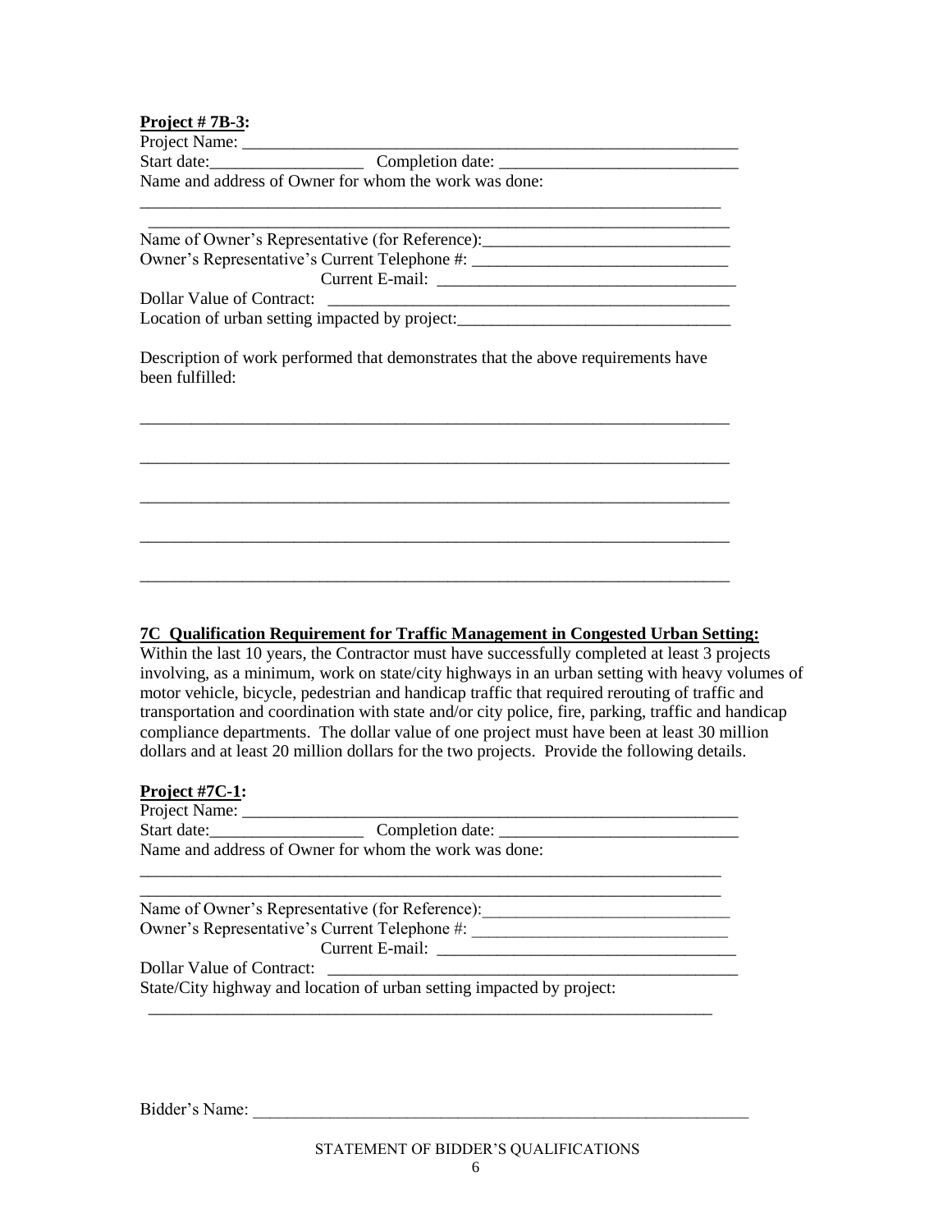**Project # 7B-3:**

Project Name: ___________________________________________________________

Start date:__________________ Completion date: ____________________________

Name and address of Owner for whom the work was done:

_____________________________________________________________________

_____________________________________________________________________

Name of Owner's Representative (for Reference):_____________________________

Owner's Representative's Current Telephone #: ______________________________

Current E-mail: __________________________________

Dollar Value of Contract: _________________________________________________

Location of urban setting impacted by project:_______________________________

Description of work performed that demonstrates that the above requirements have been fulfilled:

_____________________________________________________________________

_____________________________________________________________________

_____________________________________________________________________

_____________________________________________________________________

_____________________________________________________________________

**7C Qualification Requirement for Traffic Management in Congested Urban Setting:**

Within the last 10 years, the Contractor must have successfully completed at least 3 projects involving, as a minimum, work on state/city highways in an urban setting with heavy volumes of motor vehicle, bicycle, pedestrian and handicap traffic that required rerouting of traffic and transportation and coordination with state and/or city police, fire, parking, traffic and handicap compliance departments. The dollar value of one project must have been at least 30 million dollars and at least 20 million dollars for the two projects. Provide the following details.

**Project #7C-1:**

Project Name: ___________________________________________________________

Start date:__________________ Completion date: ____________________________

Name and address of Owner for whom the work was done:

_____________________________________________________________________

_____________________________________________________________________

Name of Owner's Representative (for Reference):_____________________________

Owner's Representative's Current Telephone #: ______________________________

Current E-mail: __________________________________

Dollar Value of Contract: _________________________________________________

State/City highway and location of urban setting impacted by project:

_____________________________________________________________________

Bidder's Name: ______________________________________________________________

STATEMENT OF BIDDER'S QUALIFICATIONS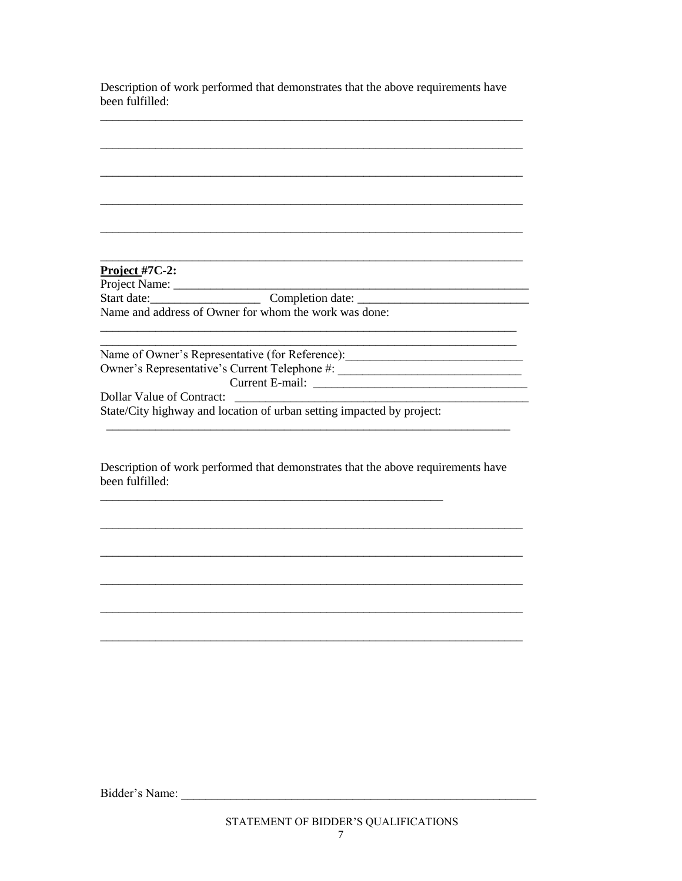Description of work performed that demonstrates that the above requirements have been fulfilled:

______________________________________________________________________

______________________________________________________________________

______________________________________________________________________

______________________________________________________________________

______________________________________________________________________

______________________________________________________________________

**<u>Project</u> #7C-2:**

Project Name: ___________________________________________________________

Start date:_________________ Completion date: ___________________________

Name and address of Owner for whom the work was done:

______________________________________________________________________

______________________________________________________________________

Name of Owner's Representative (for Reference):____________________________

Owner's Representative's Current Telephone #: _____________________________

Current E-mail: __________________________________

Dollar Value of Contract: ______________________________________________

State/City highway and location of urban setting impacted by project:

_____________________________________________________________________

Description of work performed that demonstrates that the above requirements have been fulfilled:

_______________________________________________________

______________________________________________________________________

______________________________________________________________________

______________________________________________________________________

______________________________________________________________________

______________________________________________________________________

Bidder's Name: ___________________________________________________________

STATEMENT OF BIDDER'S QUALIFICATIONS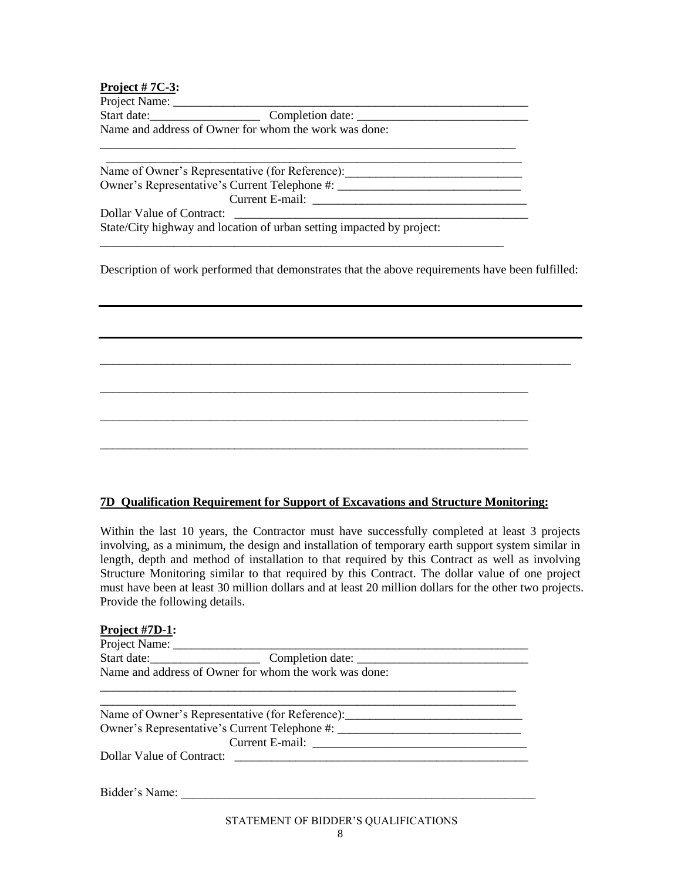**Project # 7C-3:**

Project Name: ___________________________________________________________

Start date:__________________ Completion date: ____________________________

Name and address of Owner for whom the work was done:

_______________________________________________________________________

_______________________________________________________________________

Name of Owner's Representative (for Reference):_____________________________

Owner's Representative's Current Telephone #: ______________________________

Current E-mail: __________________________________

Dollar Value of Contract: ________________________________________________

State/City highway and location of urban setting impacted by project:

_____________________________________________________________________

Description of work performed that demonstrates that the above requirements have been fulfilled:

_______________________________________________________________________

_______________________________________________________________________

_______________________________________________________________________

_______________________________________________________________________

_______________________________________________________________________

_______________________________________________________________________

**7D Qualification Requirement for Support of Excavations and Structure Monitoring:**

Within the last 10 years, the Contractor must have successfully completed at least 3 projects involving, as a minimum, the design and installation of temporary earth support system similar in length, depth and method of installation to that required by this Contract as well as involving Structure Monitoring similar to that required by this Contract. The dollar value of one project must have been at least 30 million dollars and at least 20 million dollars for the other two projects. Provide the following details.

**Project #7D-1:**

Project Name: ___________________________________________________________

Start date:__________________ Completion date: ____________________________

Name and address of Owner for whom the work was done:

_______________________________________________________________________

_______________________________________________________________________

Name of Owner's Representative (for Reference):_____________________________

Owner's Representative's Current Telephone #: ______________________________

Current E-mail: __________________________________

Dollar Value of Contract: ________________________________________________

Bidder's Name: ________________________________________________________

STATEMENT OF BIDDER'S QUALIFICATIONS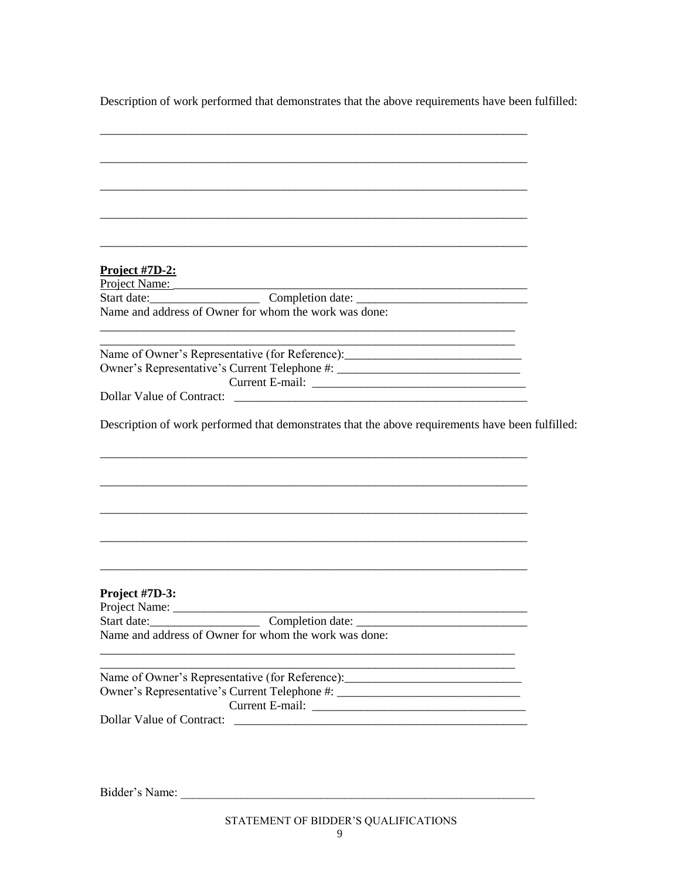Description of work performed that demonstrates that the above requirements have been fulfilled:

_______________________________________________________________________

_______________________________________________________________________

_______________________________________________________________________

_______________________________________________________________________

_______________________________________________________________________

**Project #7D-2:**

Project Name: ____________________________________________________________

Start date:_________________ Completion date: ___________________________

Name and address of Owner for whom the work was done:

_______________________________________________________________________

_______________________________________________________________________

Name of Owner's Representative (for Reference):____________________________

Owner's Representative's Current Telephone #: _____________________________

Current E-mail: __________________________________

Dollar Value of Contract: ______________________________________________

Description of work performed that demonstrates that the above requirements have been fulfilled:

_______________________________________________________________________

_______________________________________________________________________

_______________________________________________________________________

_______________________________________________________________________

_______________________________________________________________________

**Project #7D-3:**

Project Name: ____________________________________________________________

Start date:_________________ Completion date: ___________________________

Name and address of Owner for whom the work was done:

_______________________________________________________________________

_______________________________________________________________________

Name of Owner's Representative (for Reference):____________________________

Owner's Representative's Current Telephone #: _____________________________

Current E-mail: __________________________________

Dollar Value of Contract: ______________________________________________

Bidder's Name: ___________________________________________________________

STATEMENT OF BIDDER'S QUALIFICATIONS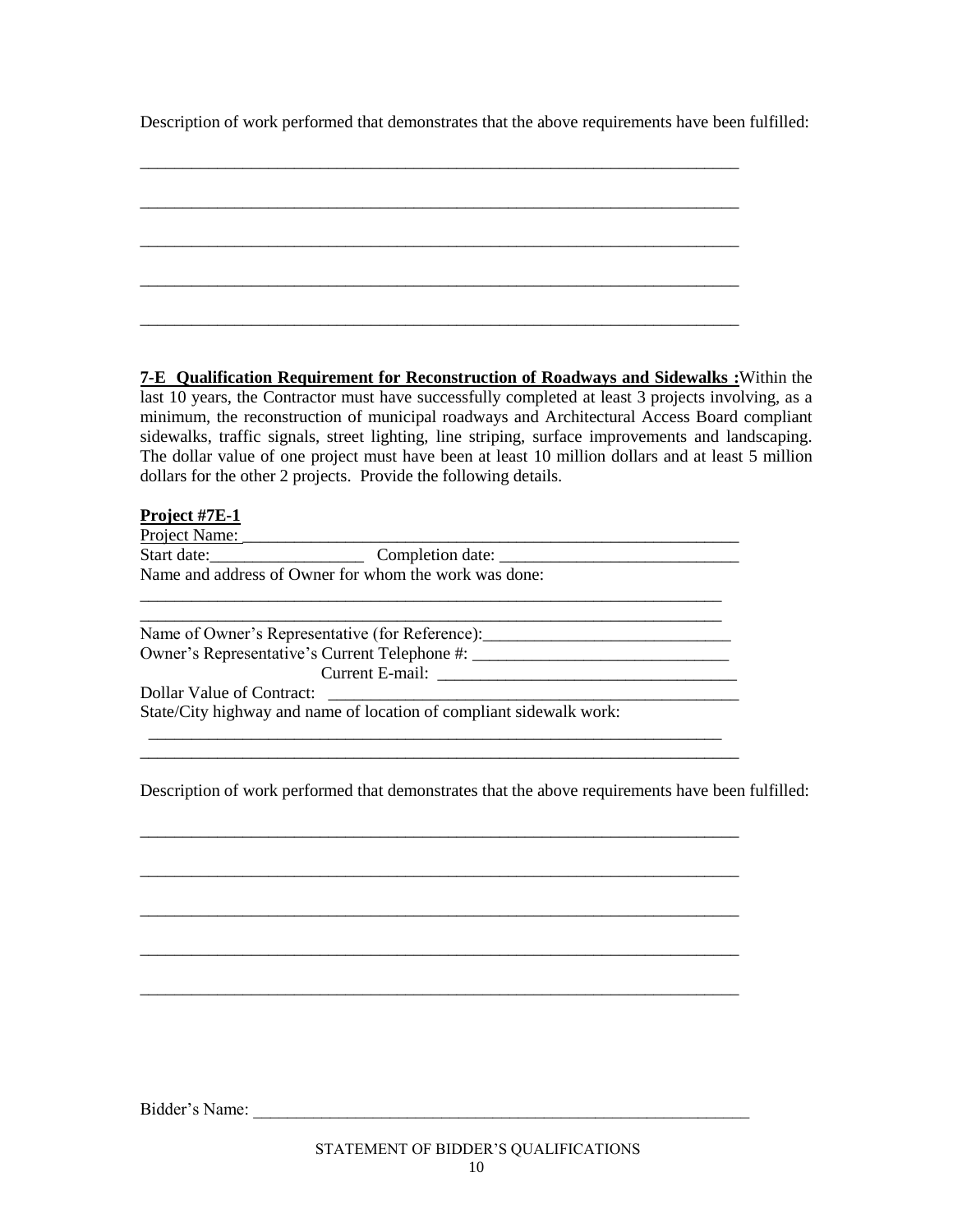Description of work performed that demonstrates that the above requirements have been fulfilled:

________________________________________________________________________

________________________________________________________________________

________________________________________________________________________

________________________________________________________________________

________________________________________________________________________

**7-E Qualification Requirement for Reconstruction of Roadways and Sidewalks :** Within the last 10 years, the Contractor must have successfully completed at least 3 projects involving, as a minimum, the reconstruction of municipal roadways and Architectural Access Board compliant sidewalks, traffic signals, street lighting, line striping, surface improvements and landscaping. The dollar value of one project must have been at least 10 million dollars and at least 5 million dollars for the other 2 projects. Provide the following details.

**Project #7E-1**

Project Name: ____________________________________________________________

Start date:_________________ Completion date: ___________________________

Name and address of Owner for whom the work was done:

________________________________________________________________________

________________________________________________________________________

Name of Owner's Representative (for Reference):____________________________

Owner's Representative's Current Telephone #: _____________________________

Current E-mail: ___________________________________

Dollar Value of Contract: _______________________________________________

State/City highway and name of location of compliant sidewalk work:

________________________________________________________________________

________________________________________________________________________

Description of work performed that demonstrates that the above requirements have been fulfilled:

________________________________________________________________________

________________________________________________________________________

________________________________________________________________________

________________________________________________________________________

________________________________________________________________________

Bidder's Name: _____________________________________________________________

STATEMENT OF BIDDER'S QUALIFICATIONS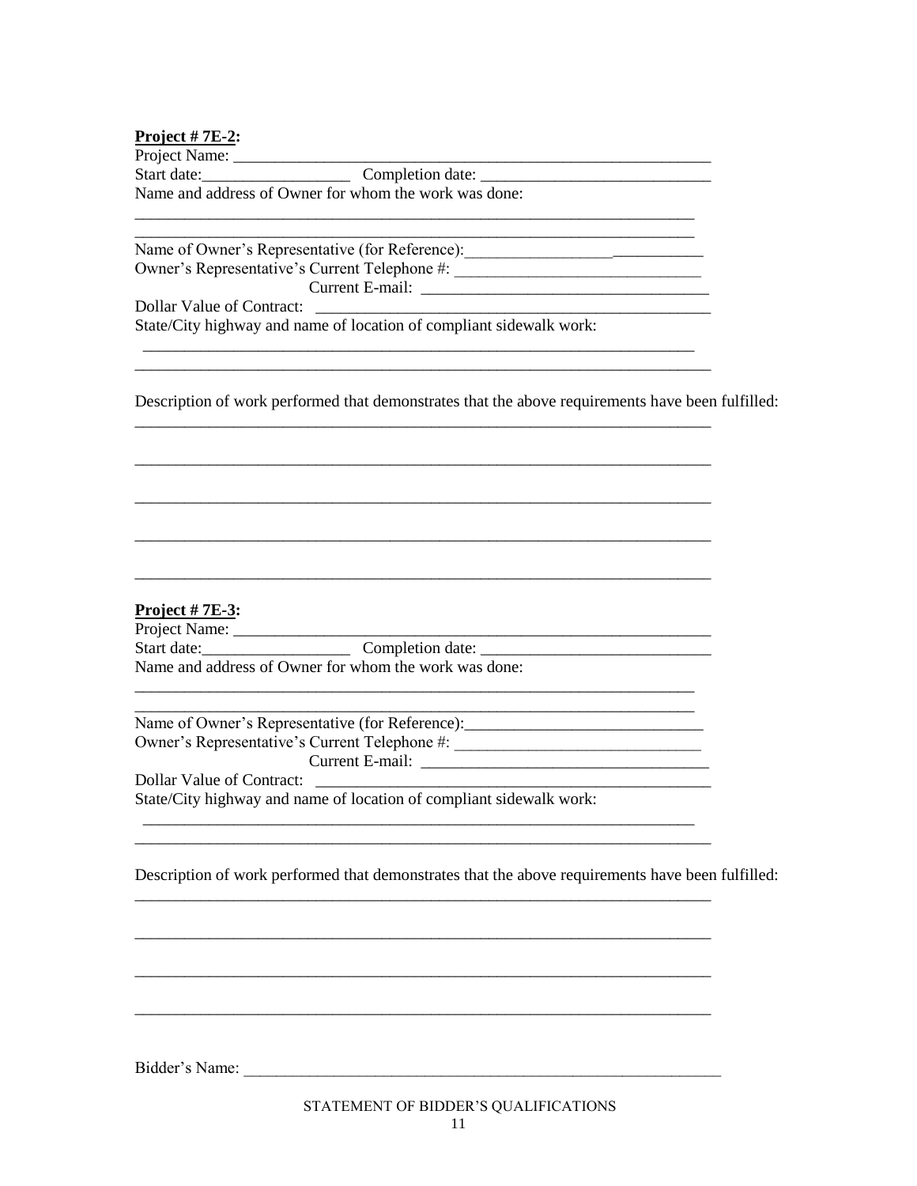**Project # 7E-2:**

Project Name: ___________________________________________________________

Start date:__________________ Completion date: ____________________________

Name and address of Owner for whom the work was done:

_________________________________________________________________________

_________________________________________________________________________

Name of Owner's Representative (for Reference):______________________________

Owner's Representative's Current Telephone #: ______________________________

Current E-mail: __________________________________

Dollar Value of Contract: ________________________________________________

State/City highway and name of location of compliant sidewalk work:

_________________________________________________________________________

_________________________________________________________________________

Description of work performed that demonstrates that the above requirements have been fulfilled:

_________________________________________________________________________

_________________________________________________________________________

_________________________________________________________________________

_________________________________________________________________________

_________________________________________________________________________

**Project # 7E-3:**

Project Name: ___________________________________________________________

Start date:__________________ Completion date: ____________________________

Name and address of Owner for whom the work was done:

_________________________________________________________________________

_________________________________________________________________________

Name of Owner's Representative (for Reference):______________________________

Owner's Representative's Current Telephone #: ______________________________

Current E-mail: __________________________________

Dollar Value of Contract: ________________________________________________

State/City highway and name of location of compliant sidewalk work:

_________________________________________________________________________

_________________________________________________________________________

Description of work performed that demonstrates that the above requirements have been fulfilled:

_________________________________________________________________________

_________________________________________________________________________

_________________________________________________________________________

_________________________________________________________________________

Bidder's Name: ___________________________________________________________

STATEMENT OF BIDDER'S QUALIFICATIONS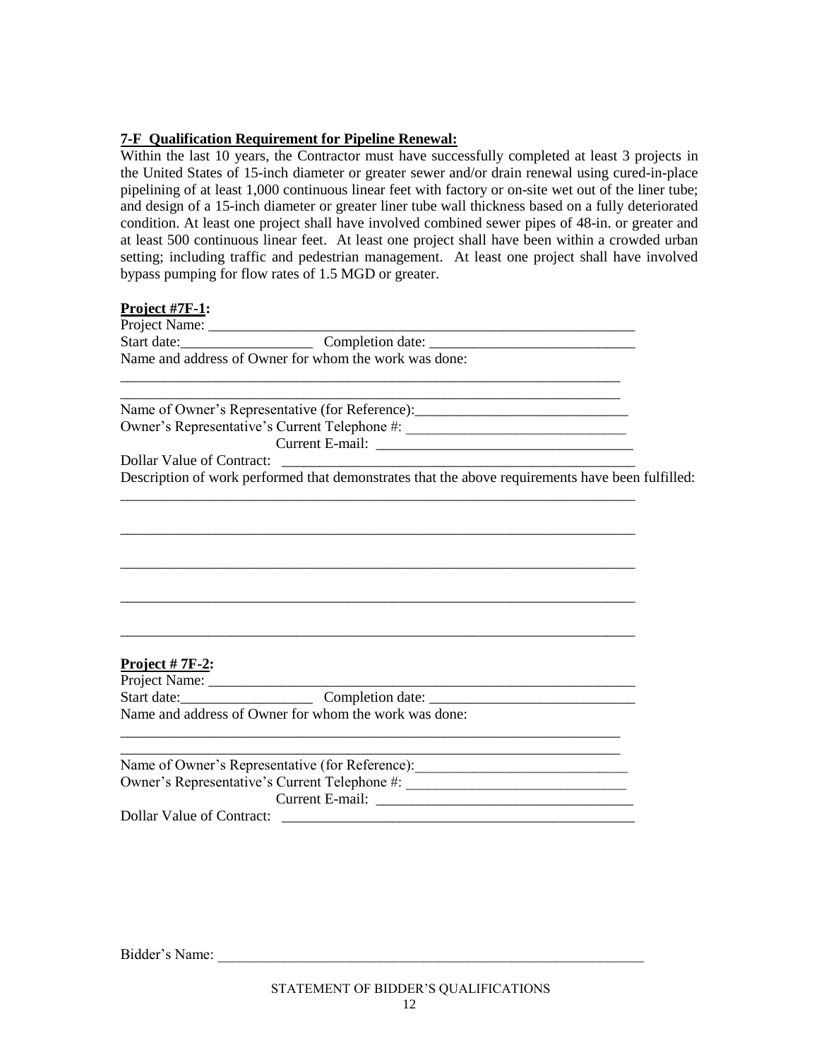**7-F Qualification Requirement for Pipeline Renewal:**

Within the last 10 years, the Contractor must have successfully completed at least 3 projects in the United States of 15-inch diameter or greater sewer and/or drain renewal using cured-in-place pipelining of at least 1,000 continuous linear feet with factory or on-site wet out of the liner tube; and design of a 15-inch diameter or greater liner tube wall thickness based on a fully deteriorated condition. At least one project shall have involved combined sewer pipes of 48-in. or greater and at least 500 continuous linear feet. At least one project shall have been within a crowded urban setting; including traffic and pedestrian management. At least one project shall have involved bypass pumping for flow rates of 1.5 MGD or greater.

**Project #7F-1:**

Project Name: ____________________________________________________________

Start date:__________________ Completion date: ____________________________

Name and address of Owner for whom the work was done:

_______________________________________________________________________

_______________________________________________________________________

Name of Owner's Representative (for Reference):_____________________________

Owner's Representative's Current Telephone #: ______________________________

Current E-mail: ___________________________________

Dollar Value of Contract: _________________________________________________

Description of work performed that demonstrates that the above requirements have been fulfilled:

_______________________________________________________________________

_______________________________________________________________________

_______________________________________________________________________

_______________________________________________________________________

_______________________________________________________________________

**Project # 7F-2:**

Project Name: ____________________________________________________________

Start date:__________________ Completion date: ____________________________

Name and address of Owner for whom the work was done:

_______________________________________________________________________

_______________________________________________________________________

Name of Owner's Representative (for Reference):_____________________________

Owner's Representative's Current Telephone #: ______________________________

Current E-mail: ___________________________________

Dollar Value of Contract: _________________________________________________

Bidder's Name: _____________________________________________________________

STATEMENT OF BIDDER'S QUALIFICATIONS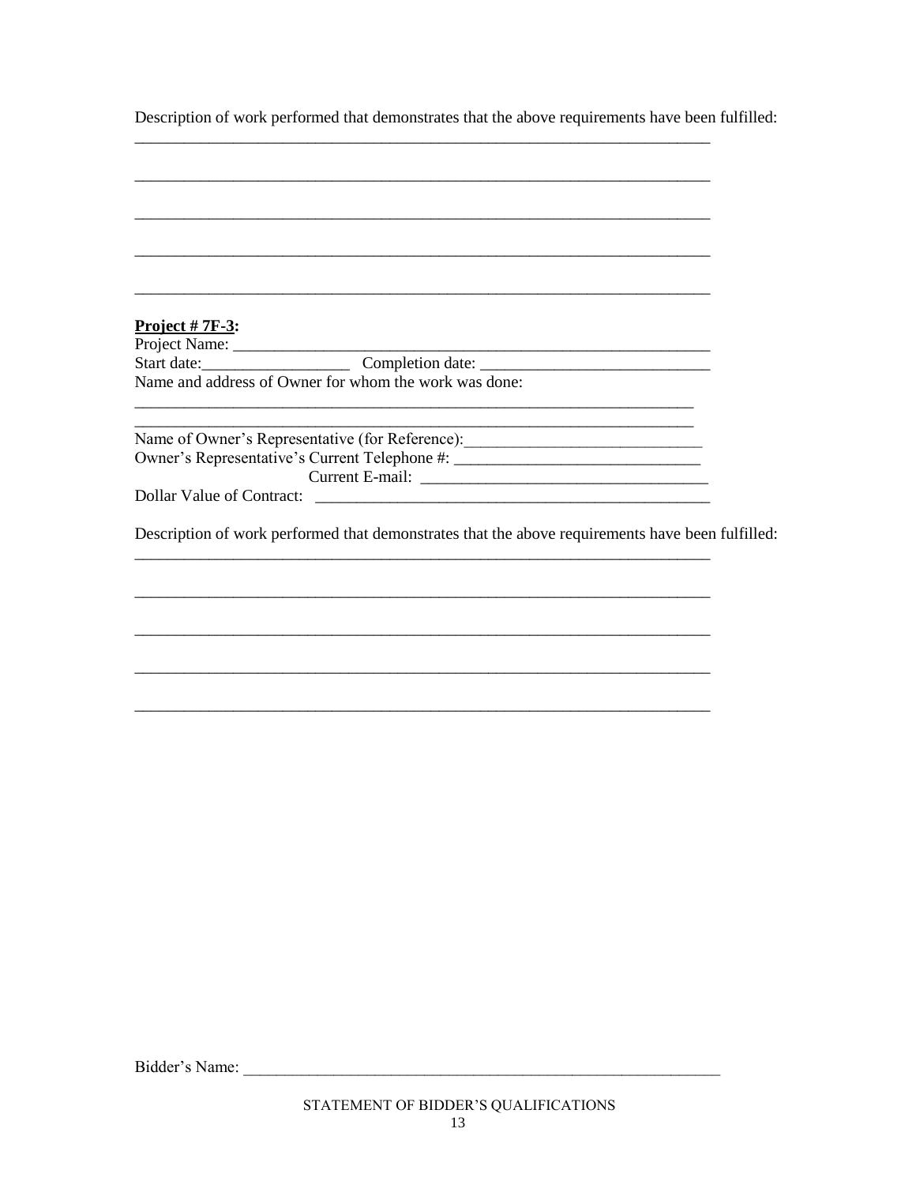Description of work performed that demonstrates that the above requirements have been fulfilled:

_________________________________________________________________________

_________________________________________________________________________

_________________________________________________________________________

_________________________________________________________________________

_________________________________________________________________________

**Project # 7F-3:**

Project Name: ___________________________________________________________

Start date:__________________ Completion date: ____________________________

Name and address of Owner for whom the work was done:

_______________________________________________________________________

_______________________________________________________________________

Name of Owner's Representative (for Reference):_____________________________

Owner's Representative's Current Telephone #: ______________________________

Current E-mail: __________________________________

Dollar Value of Contract: _________________________________________________

Description of work performed that demonstrates that the above requirements have been fulfilled:

_________________________________________________________________________

_________________________________________________________________________

_________________________________________________________________________

_________________________________________________________________________

_________________________________________________________________________

Bidder's Name: ____________________________________________________________

STATEMENT OF BIDDER'S QUALIFICATIONS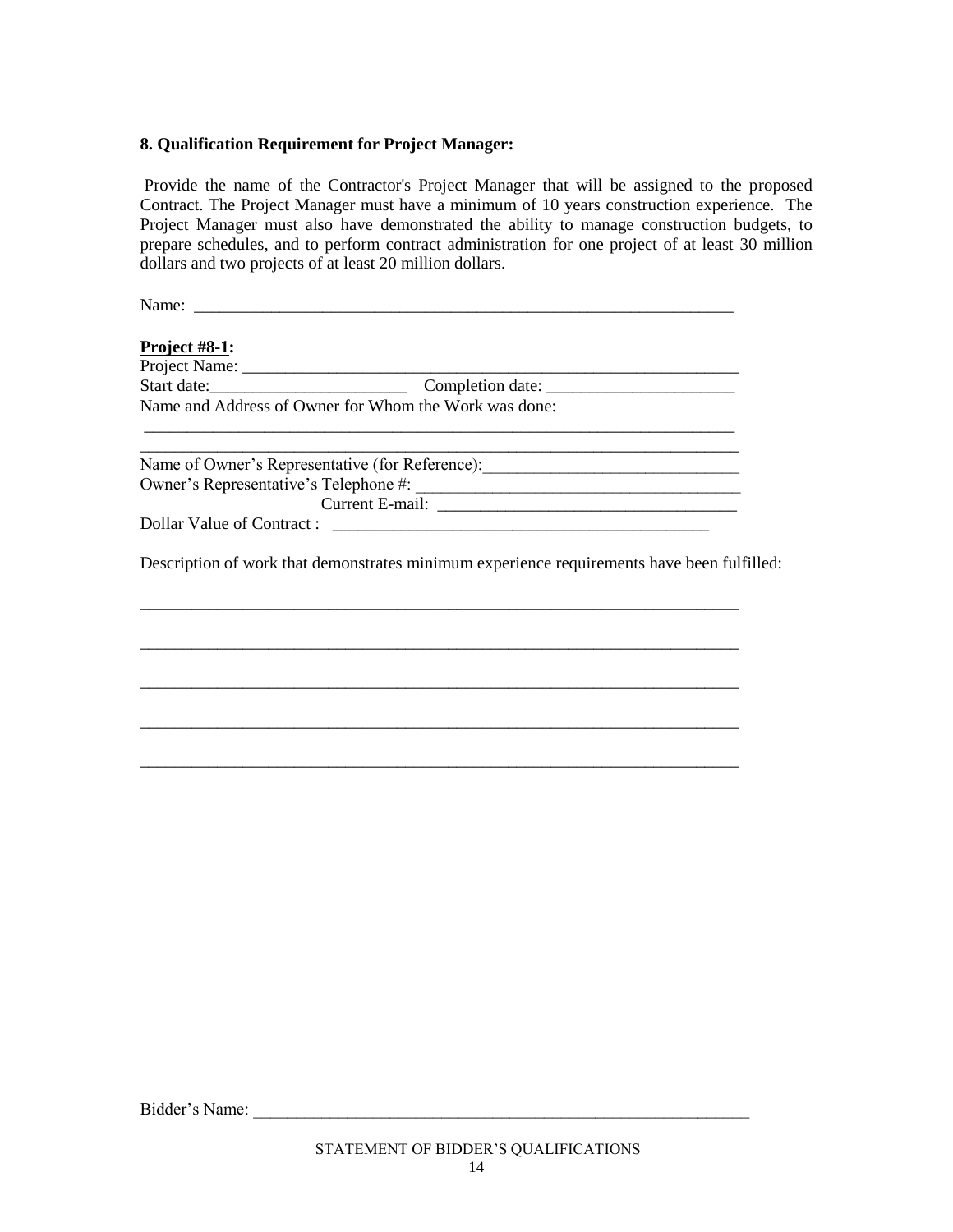**8. Qualification Requirement for Project Manager:**

Provide the name of the Contractor's Project Manager that will be assigned to the proposed Contract. The Project Manager must have a minimum of 10 years construction experience. The Project Manager must also have demonstrated the ability to manage construction budgets, to prepare schedules, and to perform contract administration for one project of at least 30 million dollars and two projects of at least 20 million dollars.

Name: ___________________________________________________________________

**Project #8-1:**

Project Name: ____________________________________________________________

Start date:_______________________ Completion date: ______________________

Name and Address of Owner for Whom the Work was done:

______________________________________________________________________

______________________________________________________________________

Name of Owner's Representative (for Reference):_____________________________

Owner's Representative's Telephone #: _____________________________________

Current E-mail: __________________________________

Dollar Value of Contract : ____________________________________________

Description of work that demonstrates minimum experience requirements have been fulfilled:

______________________________________________________________________

______________________________________________________________________

______________________________________________________________________

______________________________________________________________________

______________________________________________________________________

Bidder's Name: ___________________________________________________________

STATEMENT OF BIDDER'S QUALIFICATIONS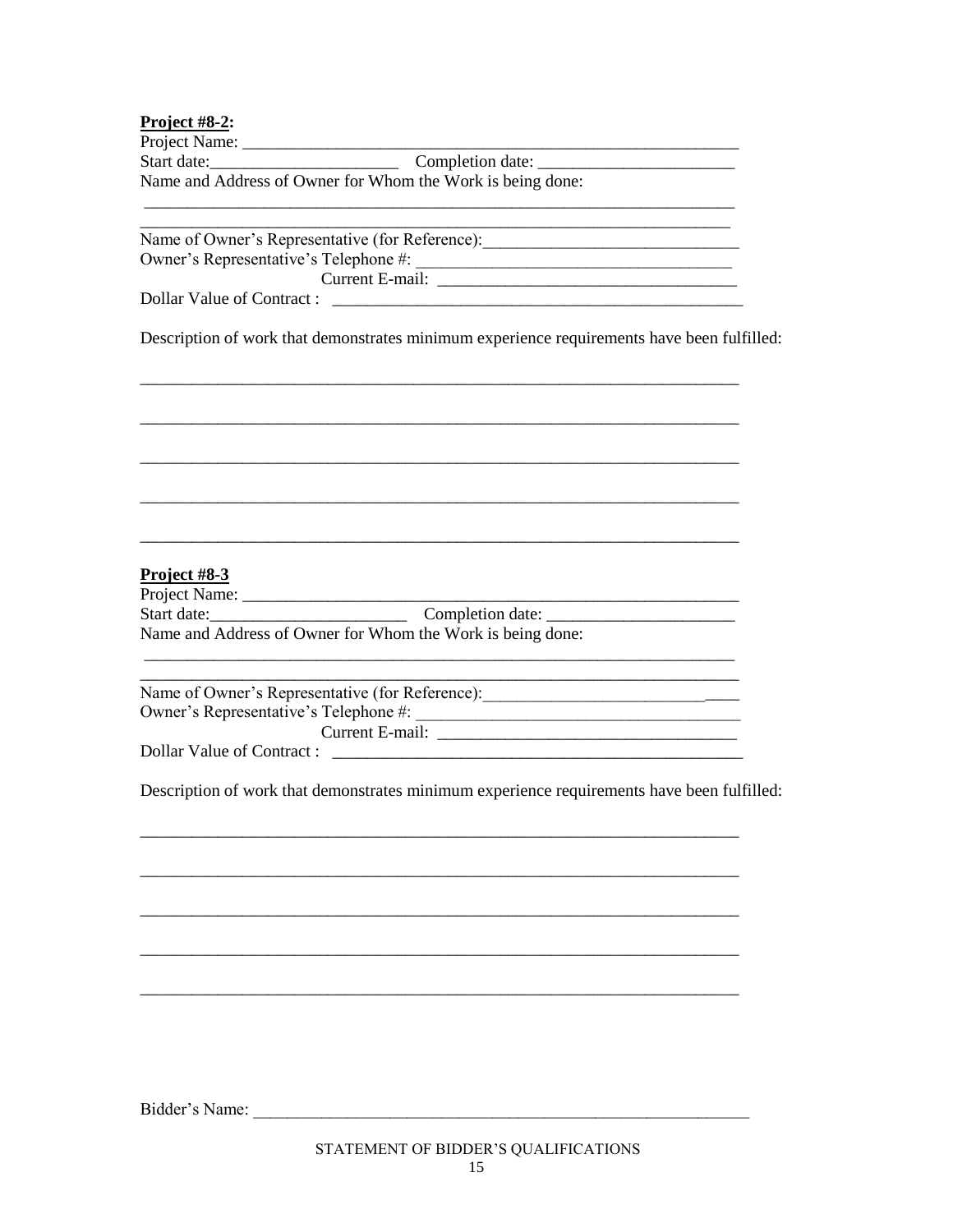**Project #8-2:**

Project Name: ___________________________________________________________

Start date:______________________ Completion date: _______________________

Name and Address of Owner for Whom the Work is being done:

_________________________________________________________________________

_________________________________________________________________________

Name of Owner's Representative (for Reference):_____________________________

Owner's Representative's Telephone #: ____________________________________

Current E-mail: __________________________________

Dollar Value of Contract : ________________________________________________

Description of work that demonstrates minimum experience requirements have been fulfilled:

_________________________________________________________________________

_________________________________________________________________________

_________________________________________________________________________

_________________________________________________________________________

_________________________________________________________________________

**Project #8-3**

Project Name: ___________________________________________________________

Start date:_______________________ Completion date: ______________________

Name and Address of Owner for Whom the Work is being done:

_________________________________________________________________________

_________________________________________________________________________

Name of Owner's Representative (for Reference):_____________________________

Owner's Representative's Telephone #: ____________________________________

Current E-mail: __________________________________

Dollar Value of Contract : ________________________________________________

Description of work that demonstrates minimum experience requirements have been fulfilled:

_________________________________________________________________________

_________________________________________________________________________

_________________________________________________________________________

_________________________________________________________________________

_________________________________________________________________________

Bidder's Name: ___________________________________________________________

STATEMENT OF BIDDER'S QUALIFICATIONS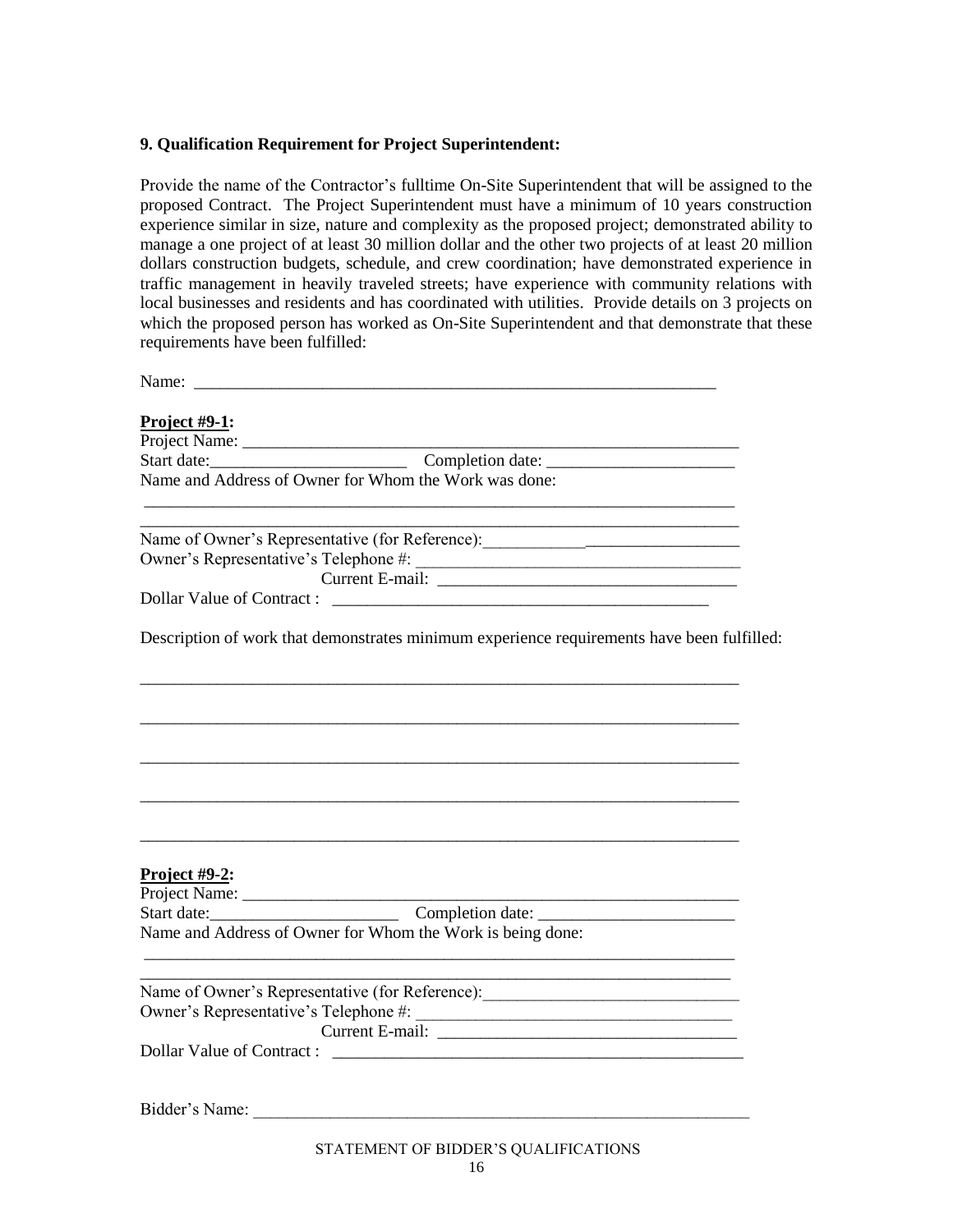**9. Qualification Requirement for Project Superintendent:**

Provide the name of the Contractor's fulltime On-Site Superintendent that will be assigned to the proposed Contract. The Project Superintendent must have a minimum of 10 years construction experience similar in size, nature and complexity as the proposed project; demonstrated ability to manage a one project of at least 30 million dollar and the other two projects of at least 20 million dollars construction budgets, schedule, and crew coordination; have demonstrated experience in traffic management in heavily traveled streets; have experience with community relations with local businesses and residents and has coordinated with utilities. Provide details on 3 projects on which the proposed person has worked as On-Site Superintendent and that demonstrate that these requirements have been fulfilled:

Name: ______________________________________________________________

**Project #9-1:**

Project Name: ______________________________________________________________

Start date:_______________________ Completion date: ______________________

Name and Address of Owner for Whom the Work was done:

__________________________________________________________________________

__________________________________________________________________________

Name of Owner's Representative (for Reference):______________________________

Owner's Representative's Telephone #: _____________________________________

Current E-mail: __________________________________

Dollar Value of Contract : ____________________________________________

Description of work that demonstrates minimum experience requirements have been fulfilled:

__________________________________________________________________________

__________________________________________________________________________

__________________________________________________________________________

__________________________________________________________________________

__________________________________________________________________________

**Project #9-2:**

Project Name: ______________________________________________________________

Start date:______________________ Completion date: _______________________

Name and Address of Owner for Whom the Work is being done:

__________________________________________________________________________

__________________________________________________________________________

Name of Owner's Representative (for Reference):_____________________________

Owner's Representative's Telephone #: ___________________________________

Current E-mail: __________________________________

Dollar Value of Contract : ________________________________________________

Bidder's Name: ____________________________________________________________

STATEMENT OF BIDDER'S QUALIFICATIONS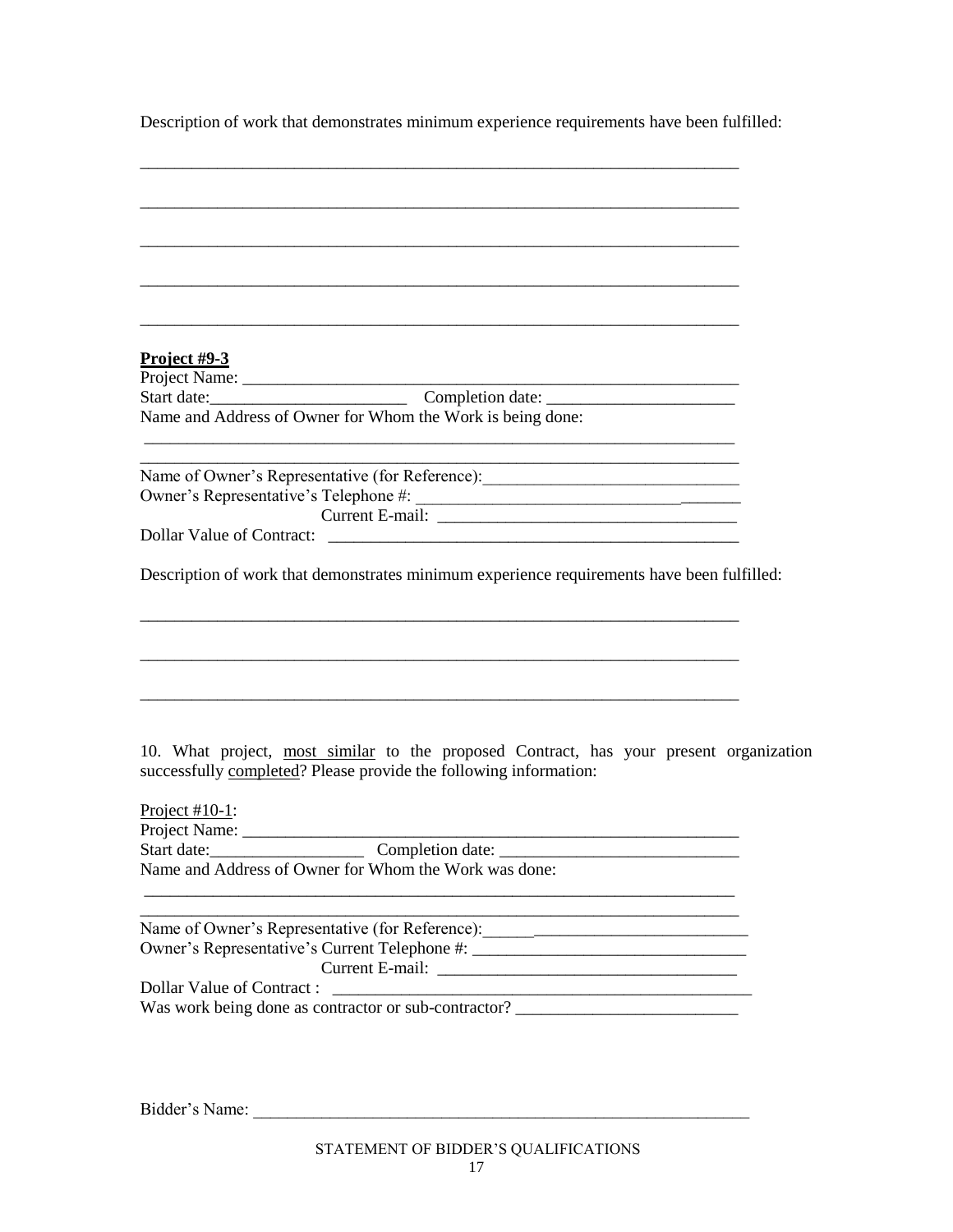Description of work that demonstrates minimum experience requirements have been fulfilled:

_______________________________________________________________________

_______________________________________________________________________

_______________________________________________________________________

_______________________________________________________________________

_______________________________________________________________________

**<u>Project #9-3</u>**

Project Name: ______________________________________________________

Start date:_______________________ Completion date: _____________________

Name and Address of Owner for Whom the Work is being done:

_______________________________________________________________________

_______________________________________________________________________

Name of Owner's Representative (for Reference):_____________________________

Owner's Representative's Telephone #: ______________________________________

Current E-mail: __________________________________

Dollar Value of Contract: _________________________________________________

Description of work that demonstrates minimum experience requirements have been fulfilled:

_______________________________________________________________________

_______________________________________________________________________

_______________________________________________________________________

10. What project, <u>most similar</u> to the proposed Contract, has your present organization successfully <u>completed</u>? Please provide the following information:

<u>Project #10-1</u>:

Project Name: ______________________________________________________

Start date:_________________ Completion date: ___________________________

Name and Address of Owner for Whom the Work was done:

_______________________________________________________________________

_______________________________________________________________________

Name of Owner's Representative (for Reference):______________________________

Owner's Representative's Current Telephone #: _______________________________

Current E-mail: __________________________________

Dollar Value of Contract : __________________________________________________

Was work being done as contractor or sub-contractor? __________________________

Bidder's Name: _______________________________________________________

STATEMENT OF BIDDER'S QUALIFICATIONS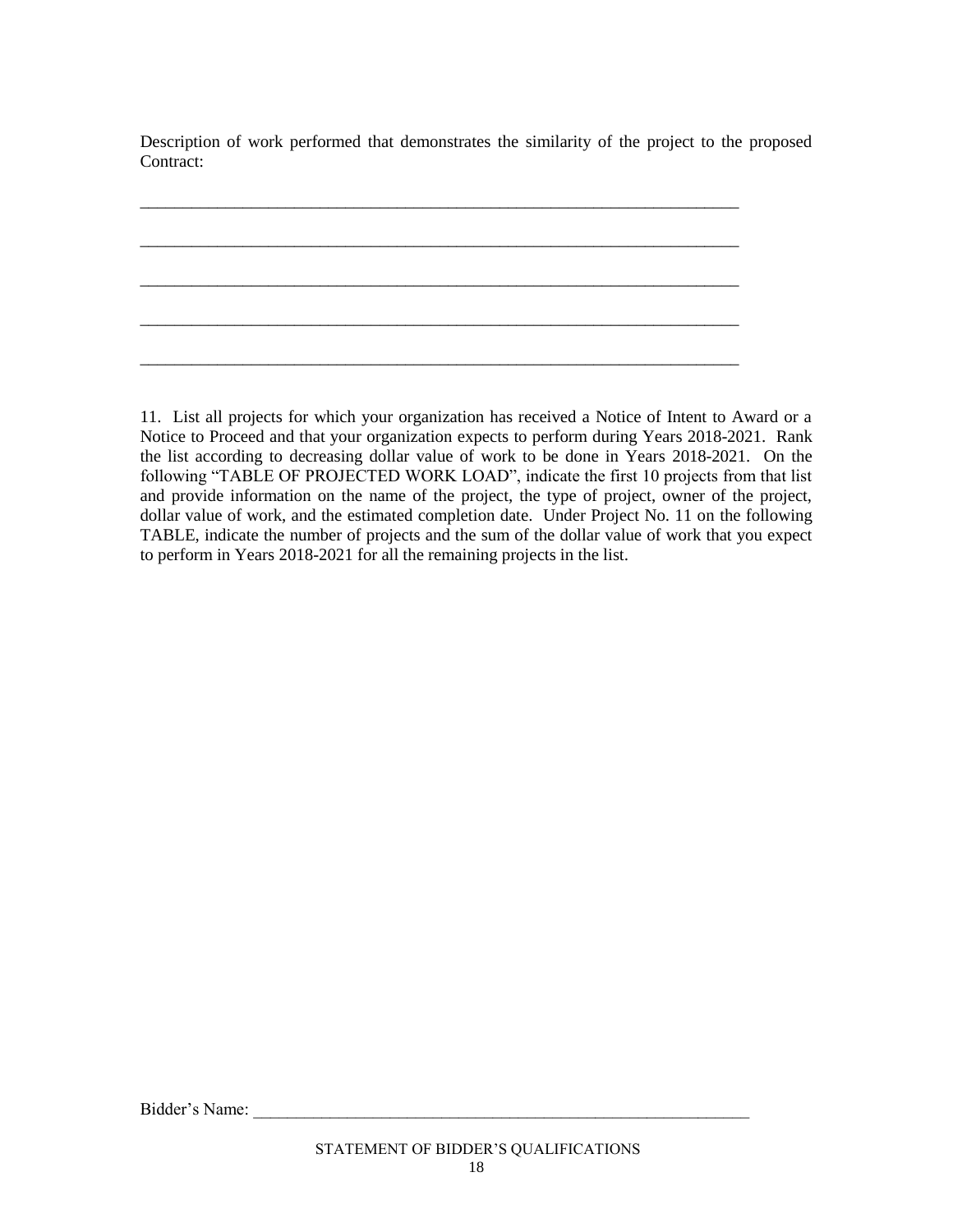Description of work performed that demonstrates the similarity of the project to the proposed Contract:

_________________________________________________________________________

_________________________________________________________________________

_________________________________________________________________________

_________________________________________________________________________

_________________________________________________________________________

11. List all projects for which your organization has received a Notice of Intent to Award or a Notice to Proceed and that your organization expects to perform during Years 2018-2021. Rank the list according to decreasing dollar value of work to be done in Years 2018-2021. On the following "TABLE OF PROJECTED WORK LOAD", indicate the first 10 projects from that list and provide information on the name of the project, the type of project, owner of the project, dollar value of work, and the estimated completion date. Under Project No. 11 on the following TABLE, indicate the number of projects and the sum of the dollar value of work that you expect to perform in Years 2018-2021 for all the remaining projects in the list.

Bidder's Name: _____________________________________________________________

STATEMENT OF BIDDER'S QUALIFICATIONS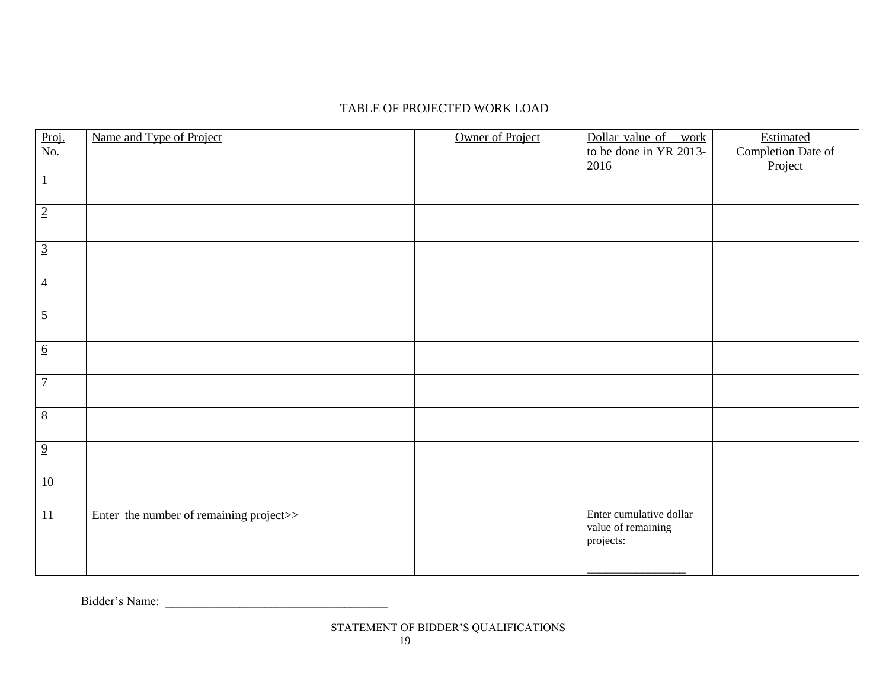TABLE OF PROJECTED WORK LOAD

| Proj. No. | Name and Type of Project | Owner of Project | Dollar value of work to be done in YR 2013-2016 | Estimated Completion Date of Project |
|---|---|---|---|---|
| 1 | | | | |
| 2 | | | | |
| 3 | | | | |
| 4 | | | | |
| 5 | | | | |
| 6 | | | | |
| 7 | | | | |
| 8 | | | | |
| 9 | | | | |
| 10 | | | | |
| 11 | Enter the number of remaining project>> | | Enter cumulative dollar value of remaining projects: _______________ | |

Bidder's Name: ___________________________________

STATEMENT OF BIDDER'S QUALIFICATIONS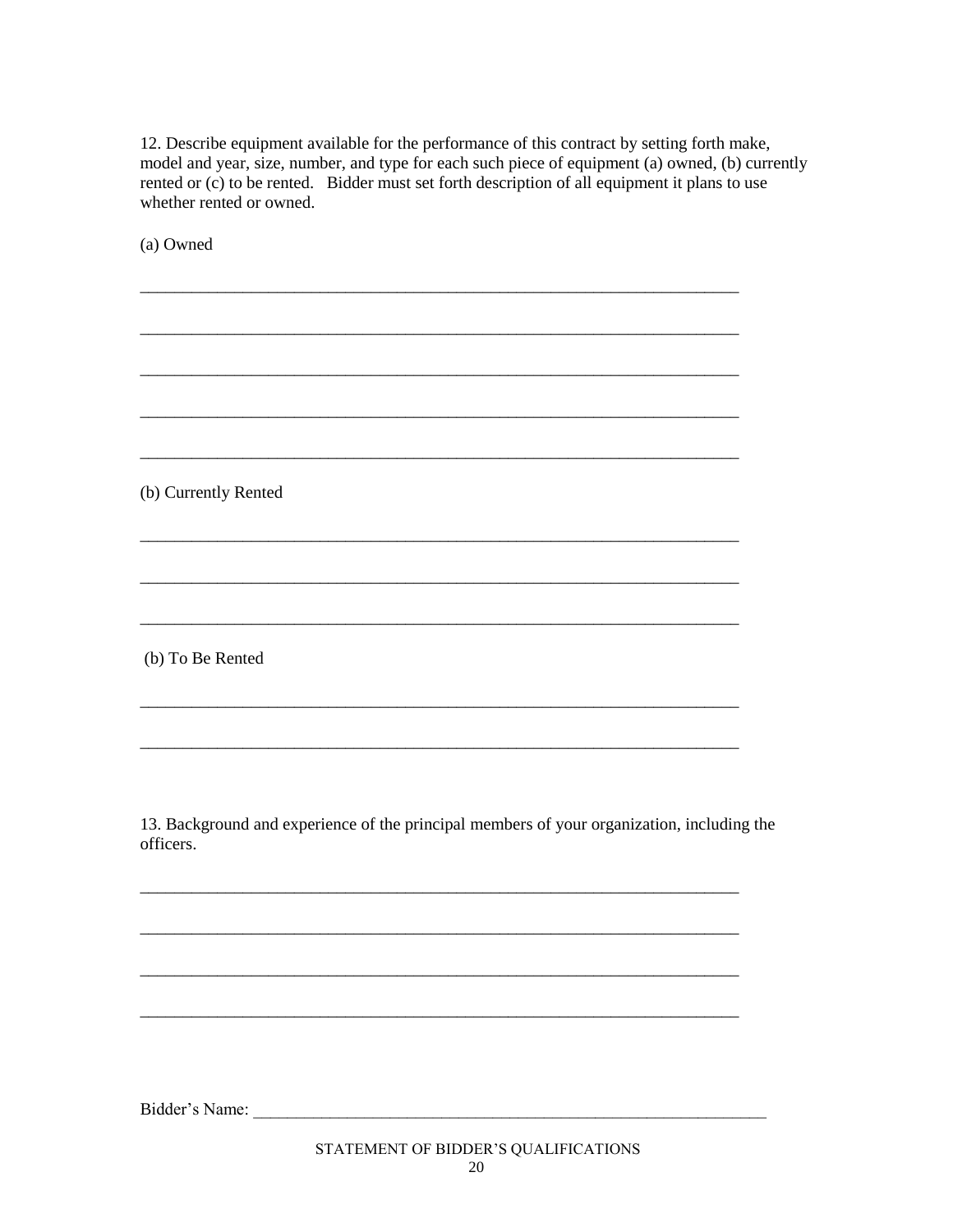12. Describe equipment available for the performance of this contract by setting forth make, model and year, size, number, and type for each such piece of equipment (a) owned, (b) currently rented or (c) to be rented. Bidder must set forth description of all equipment it plans to use whether rented or owned.

(a) Owned

\_\_\_\_\_\_\_\_\_\_\_\_\_\_\_\_\_\_\_\_\_\_\_\_\_\_\_\_\_\_\_\_\_\_\_\_\_\_\_\_\_\_\_\_\_\_\_\_\_\_\_\_\_\_\_\_\_\_\_\_\_\_\_\_\_\_\_\_\_\_

\_\_\_\_\_\_\_\_\_\_\_\_\_\_\_\_\_\_\_\_\_\_\_\_\_\_\_\_\_\_\_\_\_\_\_\_\_\_\_\_\_\_\_\_\_\_\_\_\_\_\_\_\_\_\_\_\_\_\_\_\_\_\_\_\_\_\_\_\_\_

\_\_\_\_\_\_\_\_\_\_\_\_\_\_\_\_\_\_\_\_\_\_\_\_\_\_\_\_\_\_\_\_\_\_\_\_\_\_\_\_\_\_\_\_\_\_\_\_\_\_\_\_\_\_\_\_\_\_\_\_\_\_\_\_\_\_\_\_\_\_

\_\_\_\_\_\_\_\_\_\_\_\_\_\_\_\_\_\_\_\_\_\_\_\_\_\_\_\_\_\_\_\_\_\_\_\_\_\_\_\_\_\_\_\_\_\_\_\_\_\_\_\_\_\_\_\_\_\_\_\_\_\_\_\_\_\_\_\_\_\_

\_\_\_\_\_\_\_\_\_\_\_\_\_\_\_\_\_\_\_\_\_\_\_\_\_\_\_\_\_\_\_\_\_\_\_\_\_\_\_\_\_\_\_\_\_\_\_\_\_\_\_\_\_\_\_\_\_\_\_\_\_\_\_\_\_\_\_\_\_\_

(b) Currently Rented

\_\_\_\_\_\_\_\_\_\_\_\_\_\_\_\_\_\_\_\_\_\_\_\_\_\_\_\_\_\_\_\_\_\_\_\_\_\_\_\_\_\_\_\_\_\_\_\_\_\_\_\_\_\_\_\_\_\_\_\_\_\_\_\_\_\_\_\_\_\_

\_\_\_\_\_\_\_\_\_\_\_\_\_\_\_\_\_\_\_\_\_\_\_\_\_\_\_\_\_\_\_\_\_\_\_\_\_\_\_\_\_\_\_\_\_\_\_\_\_\_\_\_\_\_\_\_\_\_\_\_\_\_\_\_\_\_\_\_\_\_

\_\_\_\_\_\_\_\_\_\_\_\_\_\_\_\_\_\_\_\_\_\_\_\_\_\_\_\_\_\_\_\_\_\_\_\_\_\_\_\_\_\_\_\_\_\_\_\_\_\_\_\_\_\_\_\_\_\_\_\_\_\_\_\_\_\_\_\_\_\_

(b) To Be Rented

\_\_\_\_\_\_\_\_\_\_\_\_\_\_\_\_\_\_\_\_\_\_\_\_\_\_\_\_\_\_\_\_\_\_\_\_\_\_\_\_\_\_\_\_\_\_\_\_\_\_\_\_\_\_\_\_\_\_\_\_\_\_\_\_\_\_\_\_\_\_

\_\_\_\_\_\_\_\_\_\_\_\_\_\_\_\_\_\_\_\_\_\_\_\_\_\_\_\_\_\_\_\_\_\_\_\_\_\_\_\_\_\_\_\_\_\_\_\_\_\_\_\_\_\_\_\_\_\_\_\_\_\_\_\_\_\_\_\_\_\_

13. Background and experience of the principal members of your organization, including the officers.

\_\_\_\_\_\_\_\_\_\_\_\_\_\_\_\_\_\_\_\_\_\_\_\_\_\_\_\_\_\_\_\_\_\_\_\_\_\_\_\_\_\_\_\_\_\_\_\_\_\_\_\_\_\_\_\_\_\_\_\_\_\_\_\_\_\_\_\_\_\_

\_\_\_\_\_\_\_\_\_\_\_\_\_\_\_\_\_\_\_\_\_\_\_\_\_\_\_\_\_\_\_\_\_\_\_\_\_\_\_\_\_\_\_\_\_\_\_\_\_\_\_\_\_\_\_\_\_\_\_\_\_\_\_\_\_\_\_\_\_\_

\_\_\_\_\_\_\_\_\_\_\_\_\_\_\_\_\_\_\_\_\_\_\_\_\_\_\_\_\_\_\_\_\_\_\_\_\_\_\_\_\_\_\_\_\_\_\_\_\_\_\_\_\_\_\_\_\_\_\_\_\_\_\_\_\_\_\_\_\_\_

\_\_\_\_\_\_\_\_\_\_\_\_\_\_\_\_\_\_\_\_\_\_\_\_\_\_\_\_\_\_\_\_\_\_\_\_\_\_\_\_\_\_\_\_\_\_\_\_\_\_\_\_\_\_\_\_\_\_\_\_\_\_\_\_\_\_\_\_\_\_

Bidder's Name: \_\_\_\_\_\_\_\_\_\_\_\_\_\_\_\_\_\_\_\_\_\_\_\_\_\_\_\_\_\_\_\_\_\_\_\_\_\_\_\_\_\_\_\_\_\_\_\_\_\_\_\_\_\_\_\_\_\_

STATEMENT OF BIDDER'S QUALIFICATIONS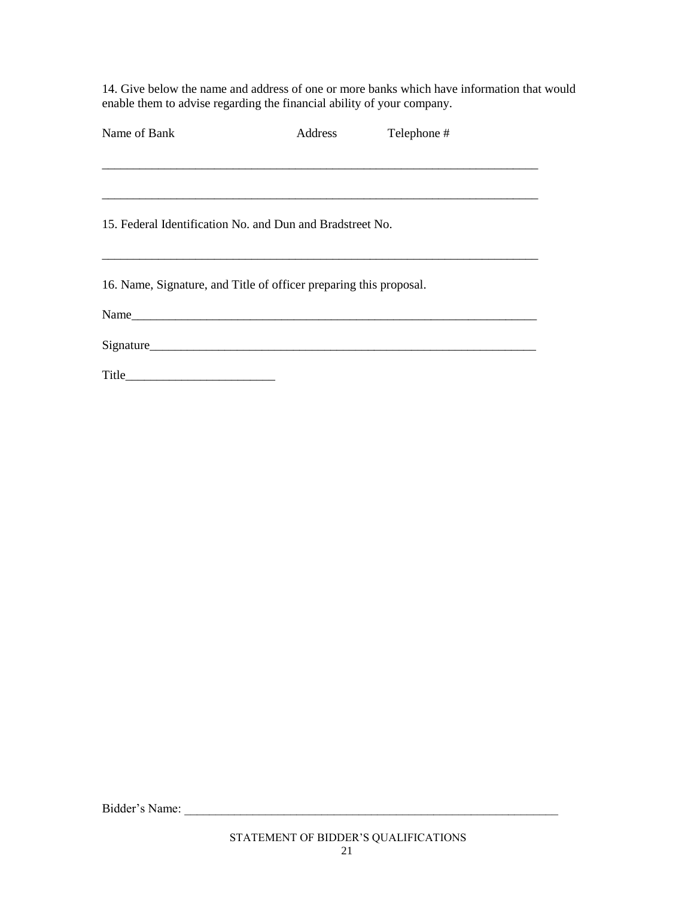14. Give below the name and address of one or more banks which have information that would enable them to advise regarding the financial ability of your company.

Name of Bank                    Address           Telephone #

_________________________________________________________________________

_________________________________________________________________________

15. Federal Identification No. and Dun and Bradstreet No.

_________________________________________________________________________

16. Name, Signature, and Title of officer preparing this proposal.

Name_____________________________________________________________________

Signature_________________________________________________________________

Title________________________

Bidder's Name: ____________________________________________________________

STATEMENT OF BIDDER'S QUALIFICATIONS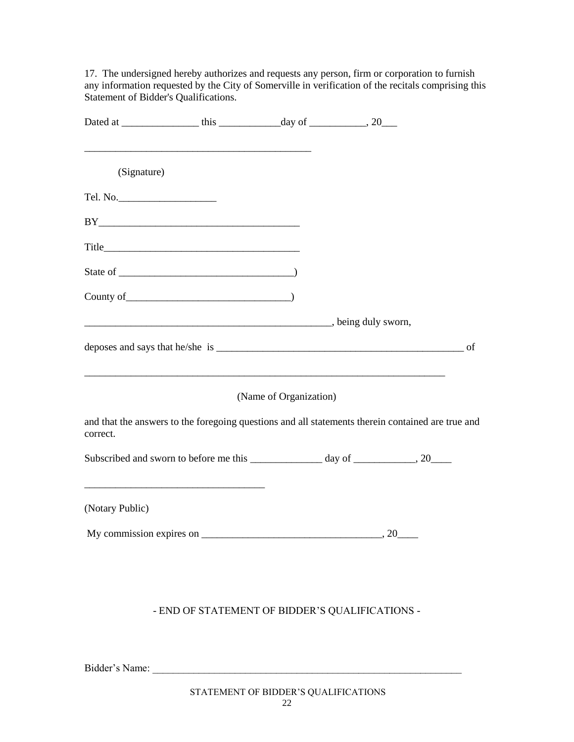17. The undersigned hereby authorizes and requests any person, firm or corporation to furnish any information requested by the City of Somerville in verification of the recitals comprising this Statement of Bidder's Qualifications.

Dated at _______________ this ____________day of ___________, 20___

_____________________________________________

(Signature)

Tel. No.___________________

BY_______________________________________

Title_____________________________________

State of __________________________________)

County of________________________________)

_________________________________________________, being duly sworn,

deposes and says that he/she is _________________________________________________ of

_________________________________________________________________________

(Name of Organization)

and that the answers to the foregoing questions and all statements therein contained are true and correct.

Subscribed and sworn to before me this ______________ day of ____________, 20____

___________________________________

(Notary Public)

My commission expires on __________________________________, 20____

- END OF STATEMENT OF BIDDER'S QUALIFICATIONS -

Bidder's Name: ______________________________________________________________

STATEMENT OF BIDDER'S QUALIFICATIONS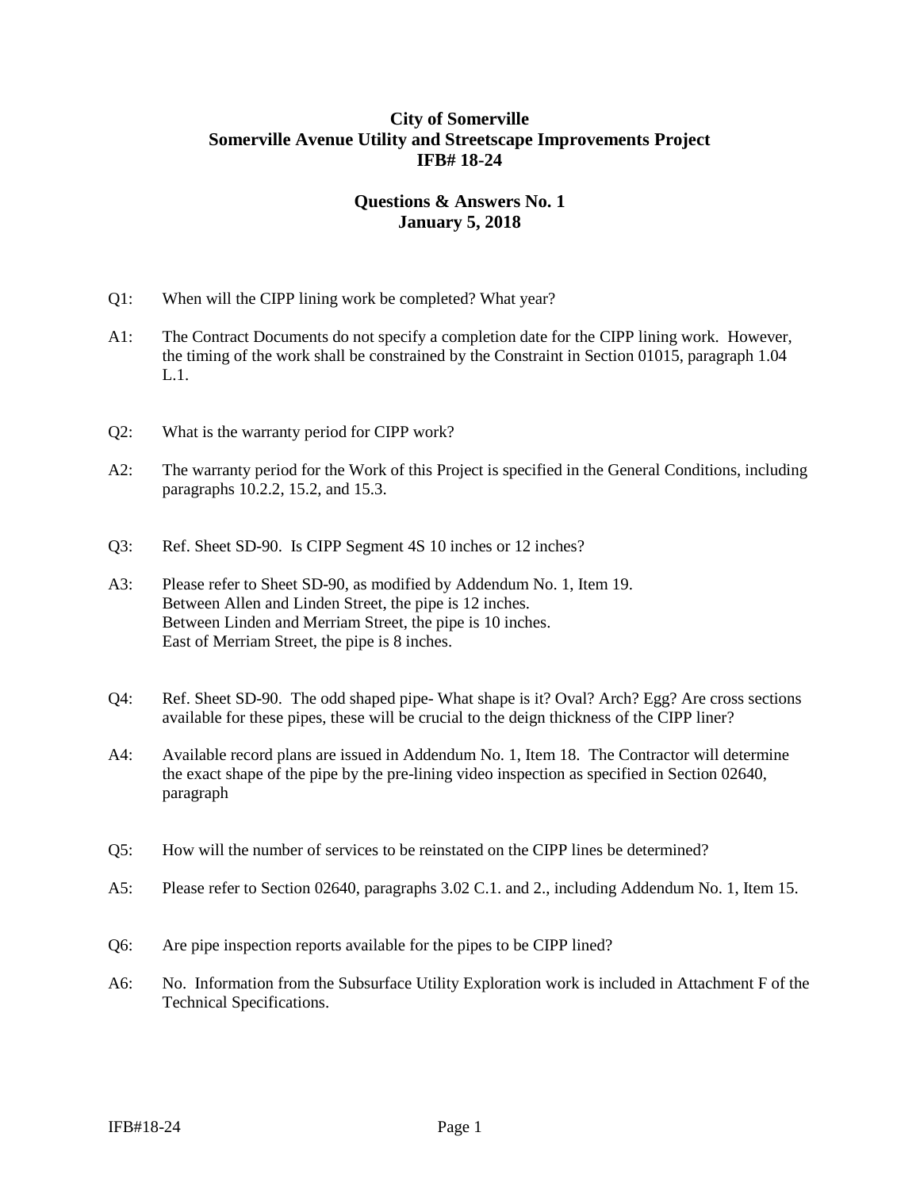**City of Somerville**
**Somerville Avenue Utility and Streetscape Improvements Project**
**IFB# 18-24**

**Questions & Answers No. 1**
**January 5, 2018**

Q1: When will the CIPP lining work be completed? What year?

A1: The Contract Documents do not specify a completion date for the CIPP lining work. However, the timing of the work shall be constrained by the Constraint in Section 01015, paragraph 1.04 L.1.

Q2: What is the warranty period for CIPP work?

A2: The warranty period for the Work of this Project is specified in the General Conditions, including paragraphs 10.2.2, 15.2, and 15.3.

Q3: Ref. Sheet SD-90. Is CIPP Segment 4S 10 inches or 12 inches?

A3: Please refer to Sheet SD-90, as modified by Addendum No. 1, Item 19.
Between Allen and Linden Street, the pipe is 12 inches.
Between Linden and Merriam Street, the pipe is 10 inches.
East of Merriam Street, the pipe is 8 inches.

Q4: Ref. Sheet SD-90. The odd shaped pipe- What shape is it? Oval? Arch? Egg? Are cross sections available for these pipes, these will be crucial to the deign thickness of the CIPP liner?

A4: Available record plans are issued in Addendum No. 1, Item 18. The Contractor will determine the exact shape of the pipe by the pre-lining video inspection as specified in Section 02640, paragraph

Q5: How will the number of services to be reinstated on the CIPP lines be determined?

A5: Please refer to Section 02640, paragraphs 3.02 C.1. and 2., including Addendum No. 1, Item 15.

Q6: Are pipe inspection reports available for the pipes to be CIPP lined?

A6: No. Information from the Subsurface Utility Exploration work is included in Attachment F of the Technical Specifications.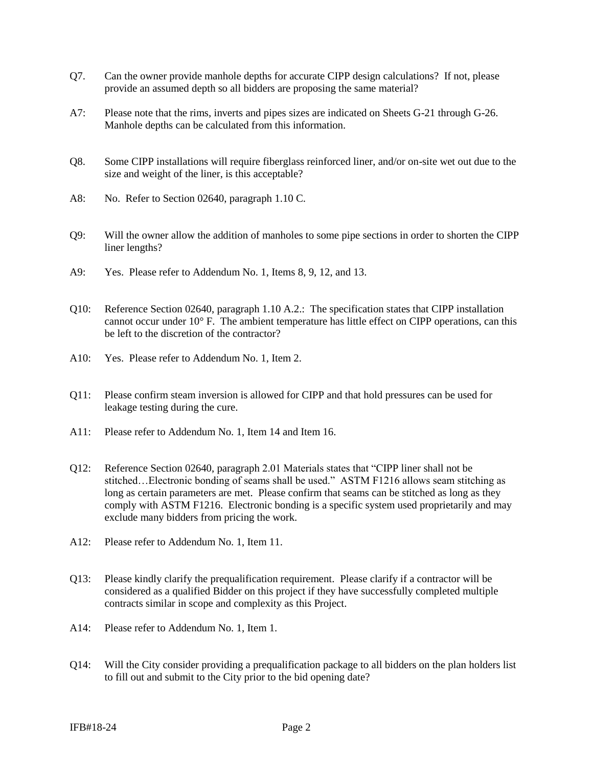Q7. Can the owner provide manhole depths for accurate CIPP design calculations? If not, please provide an assumed depth so all bidders are proposing the same material?

A7: Please note that the rims, inverts and pipes sizes are indicated on Sheets G-21 through G-26. Manhole depths can be calculated from this information.

Q8. Some CIPP installations will require fiberglass reinforced liner, and/or on-site wet out due to the size and weight of the liner, is this acceptable?

A8: No. Refer to Section 02640, paragraph 1.10 C.

Q9: Will the owner allow the addition of manholes to some pipe sections in order to shorten the CIPP liner lengths?

A9: Yes. Please refer to Addendum No. 1, Items 8, 9, 12, and 13.

Q10: Reference Section 02640, paragraph 1.10 A.2.: The specification states that CIPP installation cannot occur under 10° F. The ambient temperature has little effect on CIPP operations, can this be left to the discretion of the contractor?

A10: Yes. Please refer to Addendum No. 1, Item 2.

Q11: Please confirm steam inversion is allowed for CIPP and that hold pressures can be used for leakage testing during the cure.

A11: Please refer to Addendum No. 1, Item 14 and Item 16.

Q12: Reference Section 02640, paragraph 2.01 Materials states that "CIPP liner shall not be stitched…Electronic bonding of seams shall be used." ASTM F1216 allows seam stitching as long as certain parameters are met. Please confirm that seams can be stitched as long as they comply with ASTM F1216. Electronic bonding is a specific system used proprietarily and may exclude many bidders from pricing the work.

A12: Please refer to Addendum No. 1, Item 11.

Q13: Please kindly clarify the prequalification requirement. Please clarify if a contractor will be considered as a qualified Bidder on this project if they have successfully completed multiple contracts similar in scope and complexity as this Project.

A14: Please refer to Addendum No. 1, Item 1.

Q14: Will the City consider providing a prequalification package to all bidders on the plan holders list to fill out and submit to the City prior to the bid opening date?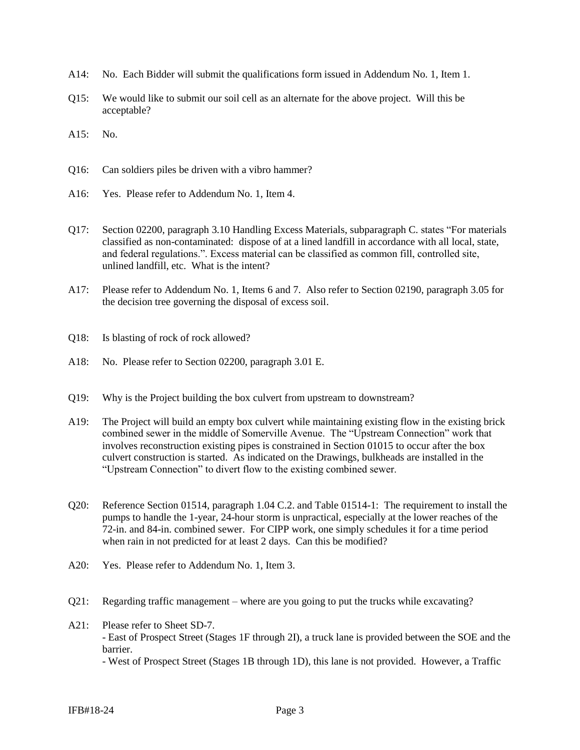A14: No. Each Bidder will submit the qualifications form issued in Addendum No. 1, Item 1.

Q15: We would like to submit our soil cell as an alternate for the above project. Will this be acceptable?

A15: No.

Q16: Can soldiers piles be driven with a vibro hammer?

A16: Yes. Please refer to Addendum No. 1, Item 4.

Q17: Section 02200, paragraph 3.10 Handling Excess Materials, subparagraph C. states "For materials classified as non-contaminated: dispose of at a lined landfill in accordance with all local, state, and federal regulations.". Excess material can be classified as common fill, controlled site, unlined landfill, etc. What is the intent?

A17: Please refer to Addendum No. 1, Items 6 and 7. Also refer to Section 02190, paragraph 3.05 for the decision tree governing the disposal of excess soil.

Q18: Is blasting of rock of rock allowed?

A18: No. Please refer to Section 02200, paragraph 3.01 E.

Q19: Why is the Project building the box culvert from upstream to downstream?

A19: The Project will build an empty box culvert while maintaining existing flow in the existing brick combined sewer in the middle of Somerville Avenue. The "Upstream Connection" work that involves reconstruction existing pipes is constrained in Section 01015 to occur after the box culvert construction is started. As indicated on the Drawings, bulkheads are installed in the "Upstream Connection" to divert flow to the existing combined sewer.

Q20: Reference Section 01514, paragraph 1.04 C.2. and Table 01514-1: The requirement to install the pumps to handle the 1-year, 24-hour storm is unpractical, especially at the lower reaches of the 72-in. and 84-in. combined sewer. For CIPP work, one simply schedules it for a time period when rain in not predicted for at least 2 days. Can this be modified?

A20: Yes. Please refer to Addendum No. 1, Item 3.

Q21: Regarding traffic management – where are you going to put the trucks while excavating?

A21: Please refer to Sheet SD-7.
- East of Prospect Street (Stages 1F through 2I), a truck lane is provided between the SOE and the barrier.
- West of Prospect Street (Stages 1B through 1D), this lane is not provided. However, a Traffic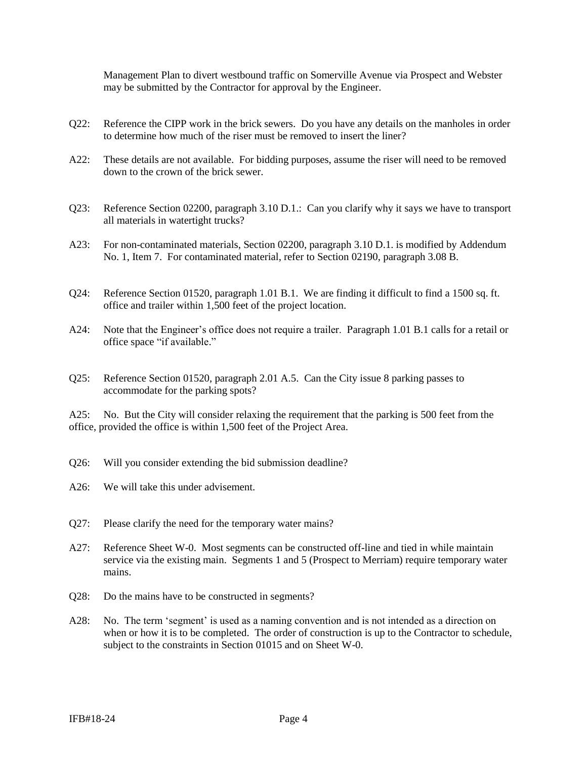Management Plan to divert westbound traffic on Somerville Avenue via Prospect and Webster may be submitted by the Contractor for approval by the Engineer.

Q22: Reference the CIPP work in the brick sewers. Do you have any details on the manholes in order to determine how much of the riser must be removed to insert the liner?

A22: These details are not available. For bidding purposes, assume the riser will need to be removed down to the crown of the brick sewer.

Q23: Reference Section 02200, paragraph 3.10 D.1.: Can you clarify why it says we have to transport all materials in watertight trucks?

A23: For non-contaminated materials, Section 02200, paragraph 3.10 D.1. is modified by Addendum No. 1, Item 7. For contaminated material, refer to Section 02190, paragraph 3.08 B.

Q24: Reference Section 01520, paragraph 1.01 B.1. We are finding it difficult to find a 1500 sq. ft. office and trailer within 1,500 feet of the project location.

A24: Note that the Engineer's office does not require a trailer. Paragraph 1.01 B.1 calls for a retail or office space "if available."

Q25: Reference Section 01520, paragraph 2.01 A.5. Can the City issue 8 parking passes to accommodate for the parking spots?

A25: No. But the City will consider relaxing the requirement that the parking is 500 feet from the office, provided the office is within 1,500 feet of the Project Area.

Q26: Will you consider extending the bid submission deadline?

A26: We will take this under advisement.

Q27: Please clarify the need for the temporary water mains?

A27: Reference Sheet W-0. Most segments can be constructed off-line and tied in while maintain service via the existing main. Segments 1 and 5 (Prospect to Merriam) require temporary water mains.

Q28: Do the mains have to be constructed in segments?

A28: No. The term 'segment' is used as a naming convention and is not intended as a direction on when or how it is to be completed. The order of construction is up to the Contractor to schedule, subject to the constraints in Section 01015 and on Sheet W-0.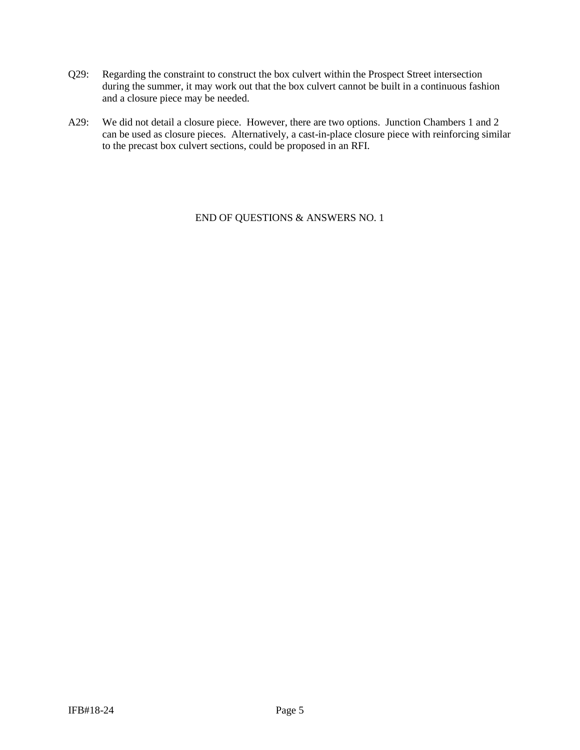Q29: Regarding the constraint to construct the box culvert within the Prospect Street intersection during the summer, it may work out that the box culvert cannot be built in a continuous fashion and a closure piece may be needed.

A29: We did not detail a closure piece. However, there are two options. Junction Chambers 1 and 2 can be used as closure pieces. Alternatively, a cast-in-place closure piece with reinforcing similar to the precast box culvert sections, could be proposed in an RFI.

END OF QUESTIONS & ANSWERS NO. 1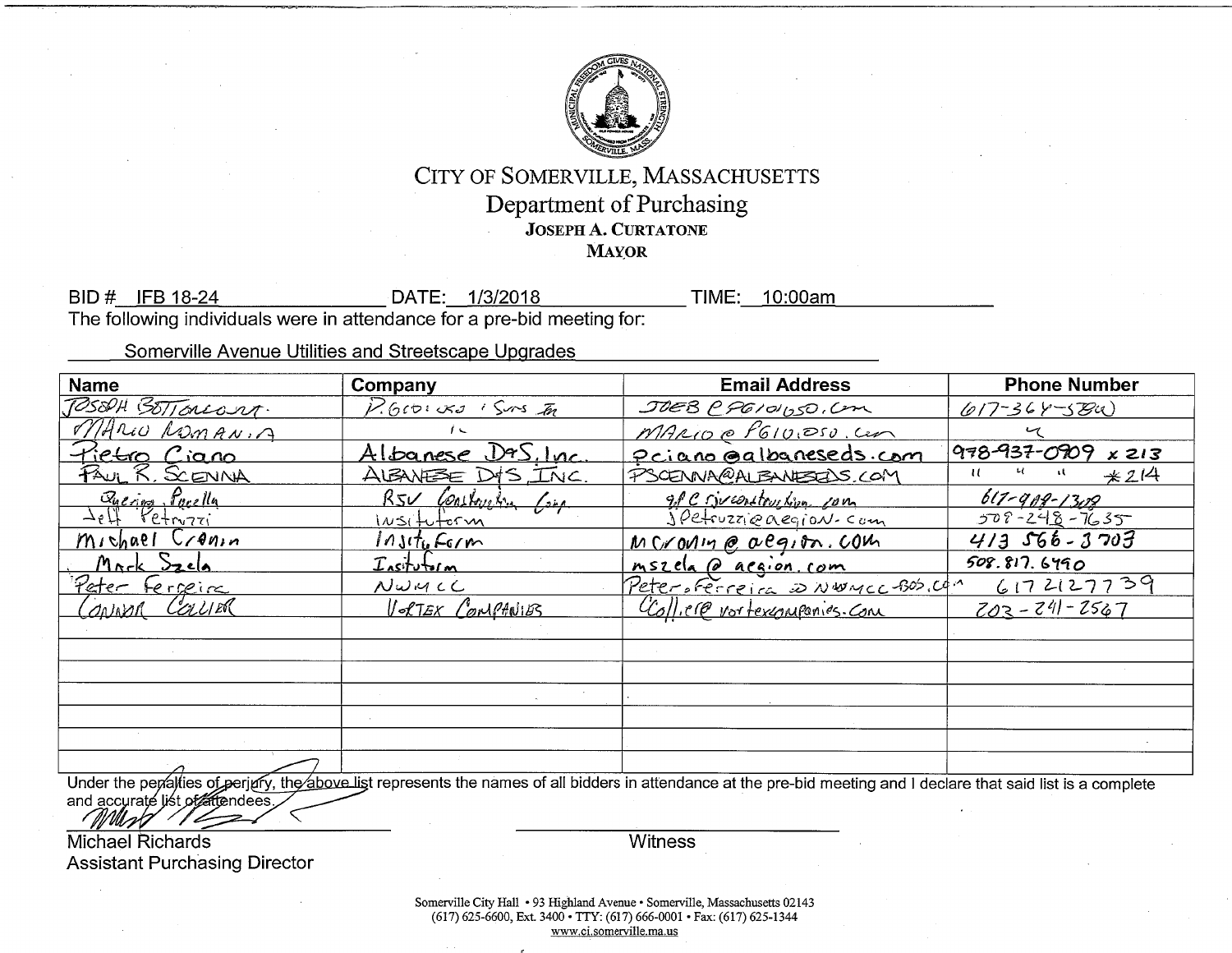# CITY OF SOMERVILLE, MASSACHUSETTS

## Department of Purchasing

**JOSEPH A. CURTATONE**
**MAYOR**

BID # IFB 18-24 DATE: 1/3/2018 TIME: 10:00am

The following individuals were in attendance for a pre-bid meeting for:

Somerville Avenue Utilities and Streetscape Upgrades

| Name | Company | Email Address | Phone Number |
|---|---|---|---|
| Joseph Bottonrari | P. Gioioso & Sons Inc | JOEB@PGIOIOSO.com | 617-364-5800 |
| Mario Romania | " | MARIO@PGIOIOSO.com | " |
| Pietro Ciano | Albanese D&S, Inc. | pciano@albaneseds.com | 978-937-0909 x 213 |
| Paul R. Scenna | Albanese D&S Inc. | PSCENNA@ALBANESEDS.COM | " " " *214 |
| Querino Pucella | RSV Construction Corp. | qp@rjvconstruction.com | 617-989-1308 |
| Jeff Petruzzi | Insituform | jpetruzzi@aegion.com | 508-248-7635 |
| Michael Cronin | Insituform | mcronin@aegion.com | 413 566-3703 |
| Mark Szela | Insituform | mszela@aegion.com | 508.817.6490 |
| Peter Ferreira | NWMCC | Peter.Ferreira@NWMCC-BOS.com | 6172127739 |
| Connor Collier | Vortex Companies | CCollier@vortexcompanies.com | 203-241-2567 |
| | | | |
| | | | |
| | | | |
| | | | |
| | | | |
| | | | |

Under the penalties of perjury, the above list represents the names of all bidders in attendance at the pre-bid meeting and I declare that said list is a complete and accurate list of attendees.

Michael Richards
Assistant Purchasing Director

Witness

Somerville City Hall • 93 Highland Avenue • Somerville, Massachusetts 02143
(617) 625-6600, Ext. 3400 • TTY: (617) 666-0001 • Fax: (617) 625-1344
www.ci.somerville.ma.us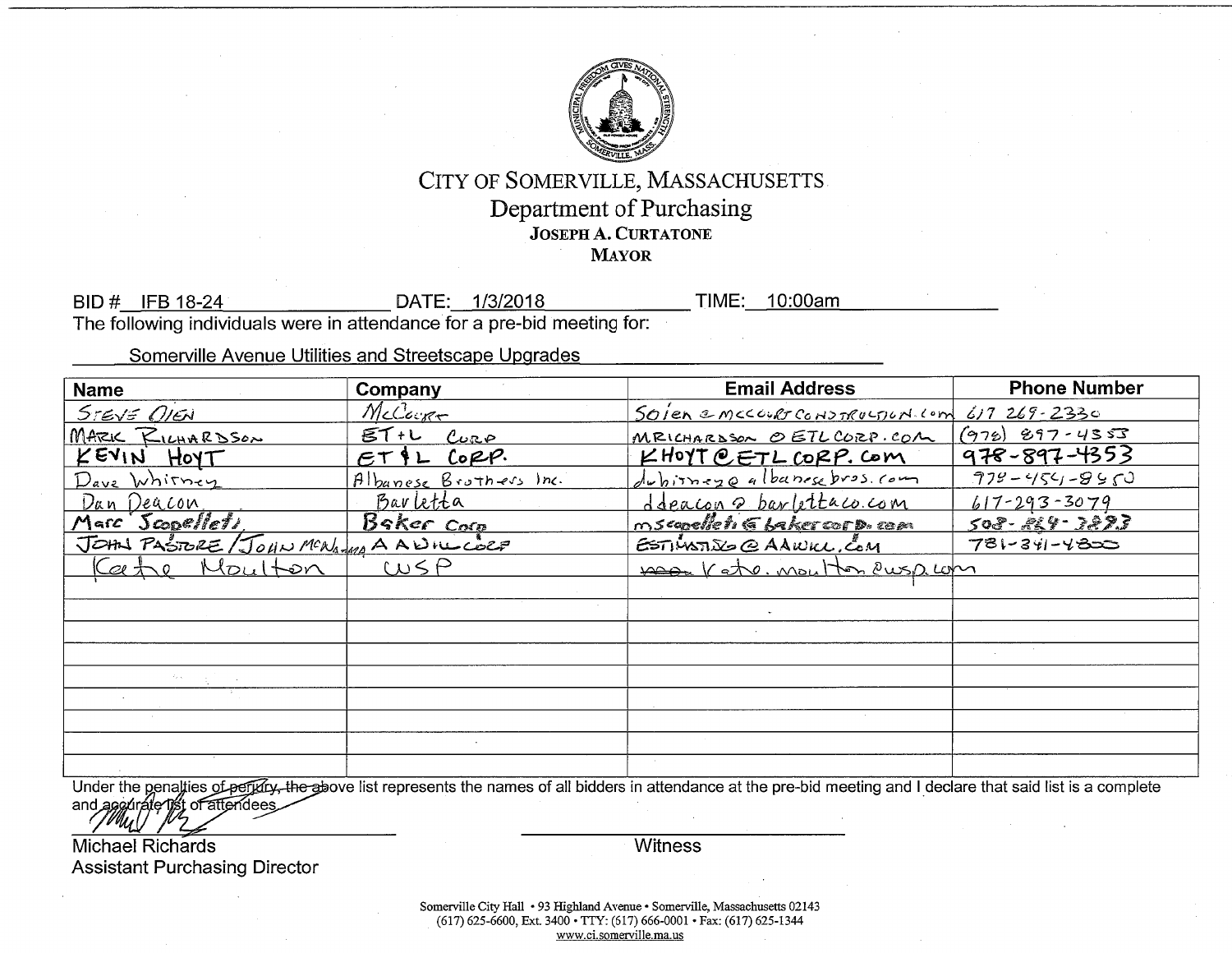# CITY OF SOMERVILLE, MASSACHUSETTS

## Department of Purchasing

**JOSEPH A. CURTATONE**
**MAYOR**

BID # IFB 18-24 DATE: 1/3/2018 TIME: 10:00am

The following individuals were in attendance for a pre-bid meeting for:

Somerville Avenue Utilities and Streetscape Upgrades

| Name | Company | Email Address | Phone Number |
|---|---|---|---|
| STEVE OLEN | McCourt | SOlen@mccourtconstruction.com | 617 269-2330 |
| MARK RICHARDSON | ET+L CORP | MRICHARDSON@ETLCORP.COM | (978) 897-4353 |
| KEVIN HOYT | ET&L CORP. | KHOYT@ETLCORP.COM | 978-897-4353 |
| Dave Whitney | Albanese Brothers Inc. | dwhitney@albanesebros.com | 978-454-8950 |
| Dan Deacon | Barletta | ddeacon@barlettaco.com | 617-293-3079 |
| Marc Scopelleti | Baker Corp | mscopelleti@bakercorp.com | 508-864-3893 |
| JOHN PASTORE / JOHN MCNAMARA | A A WILL CORP | ESTIMATING@AAWILL.COM | 781-341-4800 |
| Katie Moulton | WSP | katie.moulton@wsp.com | |
| | | | |
| | | | |
| | | | |
| | | | |
| | | | |
| | | | |
| | | | |
| | | | |

Under the penalties of perjury, the above list represents the names of all bidders in attendance at the pre-bid meeting and I declare that said list is a complete and accurate list of attendees.

Michael Richards
Assistant Purchasing Director

Witness

Somerville City Hall • 93 Highland Avenue • Somerville, Massachusetts 02143
(617) 625-6600, Ext. 3400 • TTY: (617) 666-0001 • Fax: (617) 625-1344
www.ci.somerville.ma.us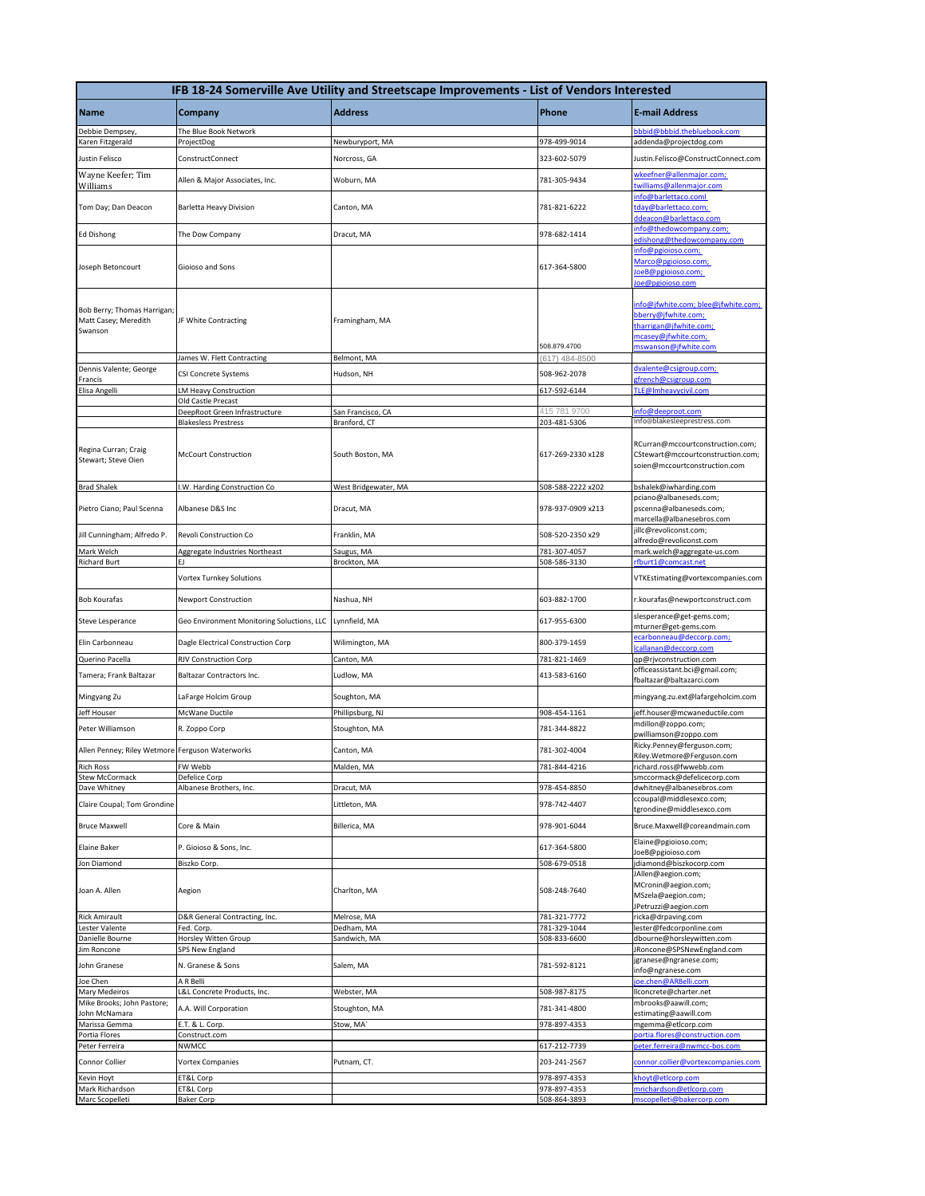# IFB 18-24 Somerville Ave Utility and Streetscape Improvements - List of Vendors Interested

| Name | Company | Address | Phone | E-mail Address |
|---|---|---|---|---|
| Debbie Dempsey, | The Blue Book Network | | | bbbid@bbbid.thebluebook.com |
| Karen Fitzgerald | ProjectDog | Newburyport, MA | 978-499-9014 | addenda@projectdog.com |
| Justin Felisco | ConstructConnect | Norcross, GA | 323-602-5079 | Justin.Felisco@ConstructConnect.com |
| Wayne Keefer; Tim Williams | Allen & Major Associates, Inc. | Woburn, MA | 781-305-9434 | wkeefner@allenmajor.com; twilliams@allenmajor.com |
| Tom Day; Dan Deacon | Barletta Heavy Division | Canton, MA | 781-821-6222 | info@barlettaco.coml tday@barlettaco.com; ddeacon@barlettaco.com |
| Ed Dishong | The Dow Company | Dracut, MA | 978-682-1414 | info@thedowcompany.com; edishong@thedowcompany.com |
| Joseph Betoncourt | Gioioso and Sons | | 617-364-5800 | info@pgioioso.com; Marco@pgioioso.com; JoeB@pgioioso.com; Joe@pgioioso.com |
| Bob Berry; Thomas Harrigan; Matt Casey; Meredith Swanson | JF White Contracting | Framingham, MA | 508.879.4700 | info@jfwhite.com; blee@jfwhite.com; bberry@jfwhite.com; tharrigan@jfwhite.com; mcasey@jfwhite.com; mswanson@jfwhite.com |
| | James W. Flett Contracting | Belmont, MA | (617) 484-8500 | |
| Dennis Valente; George Francis | CSI Concrete Systems | Hudson, NH | 508-962-2078 | dvalente@csigroup.com; gfrench@csigroup.com |
| Elisa Angelli | LM Heavy Construction | | 617-592-6144 | TLE@lmheavycivil.com |
| | Old Castle Precast | | | |
| | DeepRoot Green Infrastructure | San Francisco, CA | 415 781 9700 | info@deeproot.com |
| | Blakesless Prestress | Branford, CT | 203-481-5306 | info@blakesleeprestress.com |
| Regina Curran; Craig Stewart; Steve Oien | McCourt Construction | South Boston, MA | 617-269-2330 x128 | RCurran@mccourtconstruction.com; CStewart@mccourtconstruction.com; soien@mccourtconstruction.com |
| Brad Shalek | I.W. Harding Construction Co | West Bridgewater, MA | 508-588-2222 x202 | bshalek@iwharding.com |
| Pietro Ciano; Paul Scenna | Albanese D&S Inc | Dracut, MA | 978-937-0909 x213 | pciano@albaneseds.com; pscenna@albaneseds.com; marcella@albanesebros.com |
| Jill Cunningham; Alfredo P. | Revoli Construction Co | Franklin, MA | 508-520-2350 x29 | jillc@revoliconst.com; alfredo@revoliconst.com |
| Mark Welch | Aggregate Industries Northeast | Saugus, MA | 781-307-4057 | mark.welch@aggregate-us.com |
| Richard Burt | EJ | Brockton, MA | 508-586-3130 | rfburt1@comcast.net |
| | Vortex Turnkey Solutions | | | VTKEstimating@vortexcompanies.com |
| Bob Kourafas | Newport Construction | Nashua, NH | 603-882-1700 | r.kourafas@newportconstruct.com |
| Steve Lesperance | Geo Environment Monitoring Soluctions, LLC | Lynnfield, MA | 617-955-6300 | slesperance@get-gems.com; mturner@get-gems.com |
| Elin Carbonneau | Dagle Electrical Construction Corp | Wilimington, MA | 800-379-1459 | ecarbonneau@deccorp.com; lcallanan@deccorp.com |
| Querino Pacella | RJV Construction Corp | Canton, MA | 781-821-1469 | qp@rjvconstruction.com |
| Tamera; Frank Baltazar | Baltazar Contractors Inc. | Ludlow, MA | 413-583-6160 | officeassistant.bci@gmail.com; fbaltazar@baltazarci.com |
| Mingyang Zu | LaFarge Holcim Group | Soughton, MA | | mingyang.zu.ext@lafargeholcim.com |
| Jeff Houser | McWane Ductile | Phillipsburg, NJ | 908-454-1161 | jeff.houser@mcwaneductile.com |
| Peter Williamson | R. Zoppo Corp | Stoughton, MA | 781-344-8822 | mdillon@zoppo.com; pwilliamson@zoppo.com |
| Allen Penney; Riley Wetmore | Ferguson Waterworks | Canton, MA | 781-302-4004 | Ricky.Penney@ferguson.com; Riley.Wetmore@Ferguson.com |
| Rich Ross | FW Webb | Malden, MA | 781-844-4216 | richard.ross@fwwebb.com |
| Stew McCormack | Defelice Corp | | | smccormack@defelicecorp.com |
| Dave Whitney | Albanese Brothers, Inc. | Dracut, MA | 978-454-8850 | dwhitney@albanesebros.com |
| Claire Coupal; Tom Grondine | | Littleton, MA | 978-742-4407 | ccoupal@middlesexco.com; tgrondine@middlesexco.com |
| Bruce Maxwell | Core & Main | Billerica, MA | 978-901-6044 | Bruce.Maxwell@coreandmain.com |
| Elaine Baker | P. Gioioso & Sons, Inc. | | 617-364-5800 | Elaine@pgioioso.com; JoeB@pgioioso.com |
| Jon Diamond | Biszko Corp. | | 508-679-0518 | jdiamond@biszkocorp.com |
| Joan A. Allen | Aegion | Charlton, MA | 508-248-7640 | JAllen@aegion.com; MCronin@aegion.com; MSzela@aegion.com; JPetruzzi@aegion.com |
| Rick Amirault | D&R General Contracting, Inc. | Melrose, MA | 781-321-7772 | ricka@drpaving.com |
| Lester Valente | Fed. Corp. | Dedham, MA | 781-329-1044 | lester@fedcorponline.com |
| Danielle Bourne | Horsley Witten Group | Sandwich, MA | 508-833-6600 | dbourne@horsleywitten.com |
| Jim Roncone | SPS New England | | | JRoncone@SPSNewEngland.com |
| John Granese | N. Granese & Sons | Salem, MA | 781-592-8121 | jgranese@ngranese.com; info@ngranese.com |
| Joe Chen | A R Belli | | | joe.chen@ARBelli.com |
| Mary Medeiros | L&L Concrete Products, Inc. | Webster, MA | 508-987-8175 | llconcrete@charter.net |
| Mike Brooks; John Pastore; John McNamara | A.A. Will Corporation | Stoughton, MA | 781-341-4800 | mbrooks@aawill.com; estimating@aawill.com |
| Marissa Gemma | E.T. & L. Corp. | Stow, MA` | 978-897-4353 | mgemma@etlcorp.com |
| Portia Flores | Construct.com | | | portia.flores@construction.com |
| Peter Ferreira | NWMCC | | 617-212-7739 | peter.ferreira@nwmcc-bos.com |
| Connor Collier | Vortex Companies | Putnam, CT. | 203-241-2567 | connor.collier@vortexcompanies.com |
| Kevin Hoyt | ET&L Corp | | 978-897-4353 | khoyt@etlcorp.com |
| Mark Richardson | ET&L Corp | | 978-897-4353 | mrichardson@etlcorp.com |
| Marc Scopelleti | Baker Corp | | 508-864-3893 | mscopelleti@bakercorp.com |